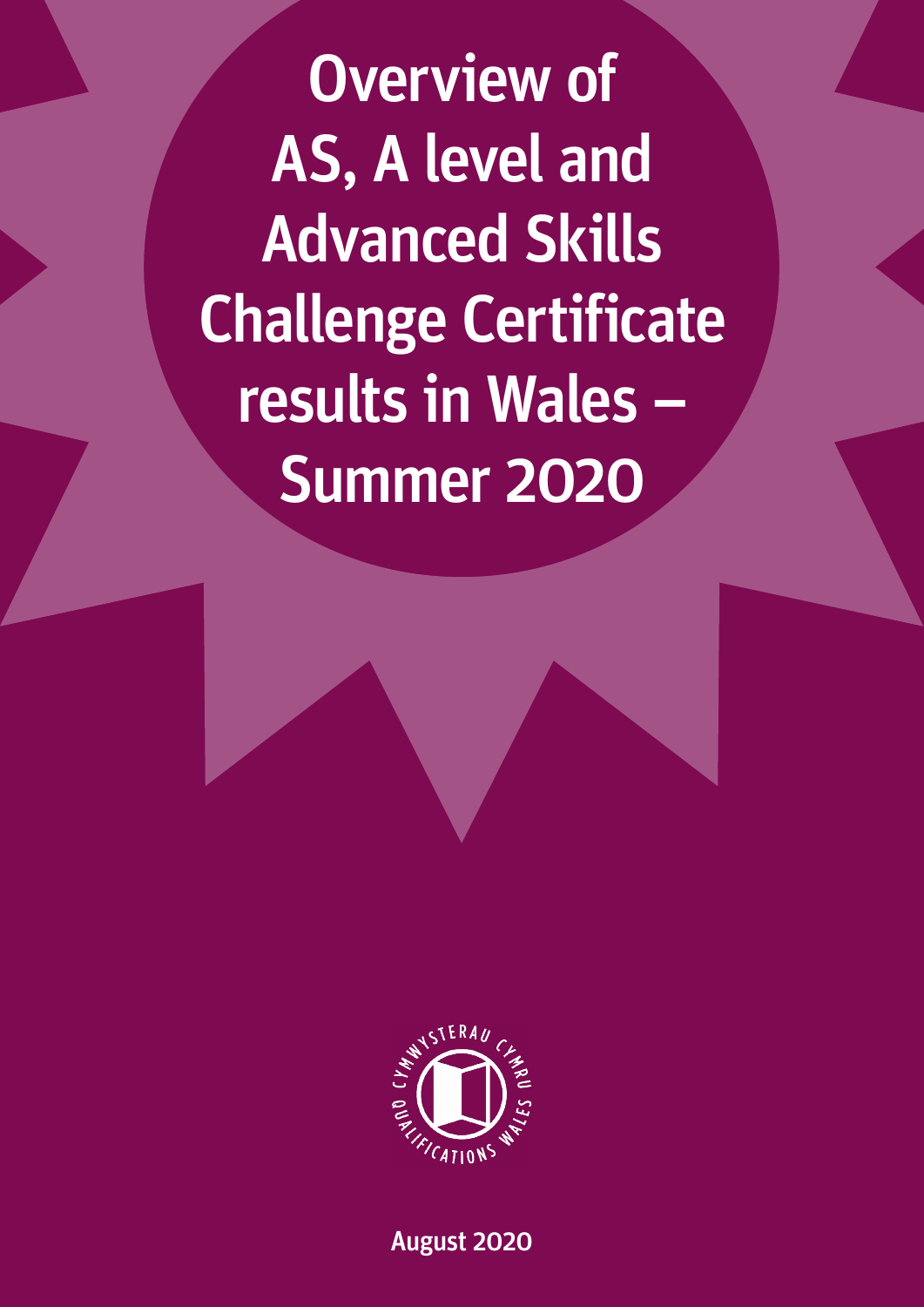# Overview of AS, A level and Advanced Skills Challenge Certificate results in Wales – Summer 2020

CYMWYSTERAU CYMRU
QUALIFICATIONS WALES

August 2020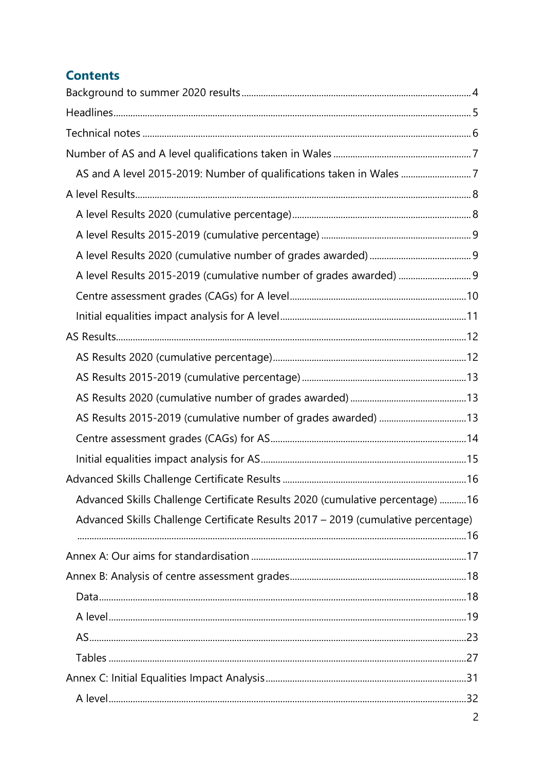## Contents

Background to summer 2020 results ... 4

Headlines ... 5

Technical notes ... 6

Number of AS and A level qualifications taken in Wales ... 7

- AS and A level 2015-2019: Number of qualifications taken in Wales ... 7

A level Results ... 8

- A level Results 2020 (cumulative percentage) ... 8
- A level Results 2015-2019 (cumulative percentage) ... 9
- A level Results 2020 (cumulative number of grades awarded) ... 9
- A level Results 2015-2019 (cumulative number of grades awarded) ... 9
- Centre assessment grades (CAGs) for A level ... 10
- Initial equalities impact analysis for A level ... 11

AS Results ... 12

- AS Results 2020 (cumulative percentage) ... 12
- AS Results 2015-2019 (cumulative percentage) ... 13
- AS Results 2020 (cumulative number of grades awarded) ... 13
- AS Results 2015-2019 (cumulative number of grades awarded) ... 13
- Centre assessment grades (CAGs) for AS ... 14
- Initial equalities impact analysis for AS ... 15

Advanced Skills Challenge Certificate Results ... 16

- Advanced Skills Challenge Certificate Results 2020 (cumulative percentage) ... 16
- Advanced Skills Challenge Certificate Results 2017 – 2019 (cumulative percentage) ... 16

Annex A: Our aims for standardisation ... 17

Annex B: Analysis of centre assessment grades ... 18

- Data ... 18
- A level ... 19
- AS ... 23
- Tables ... 27

Annex C: Initial Equalities Impact Analysis ... 31

- A level ... 32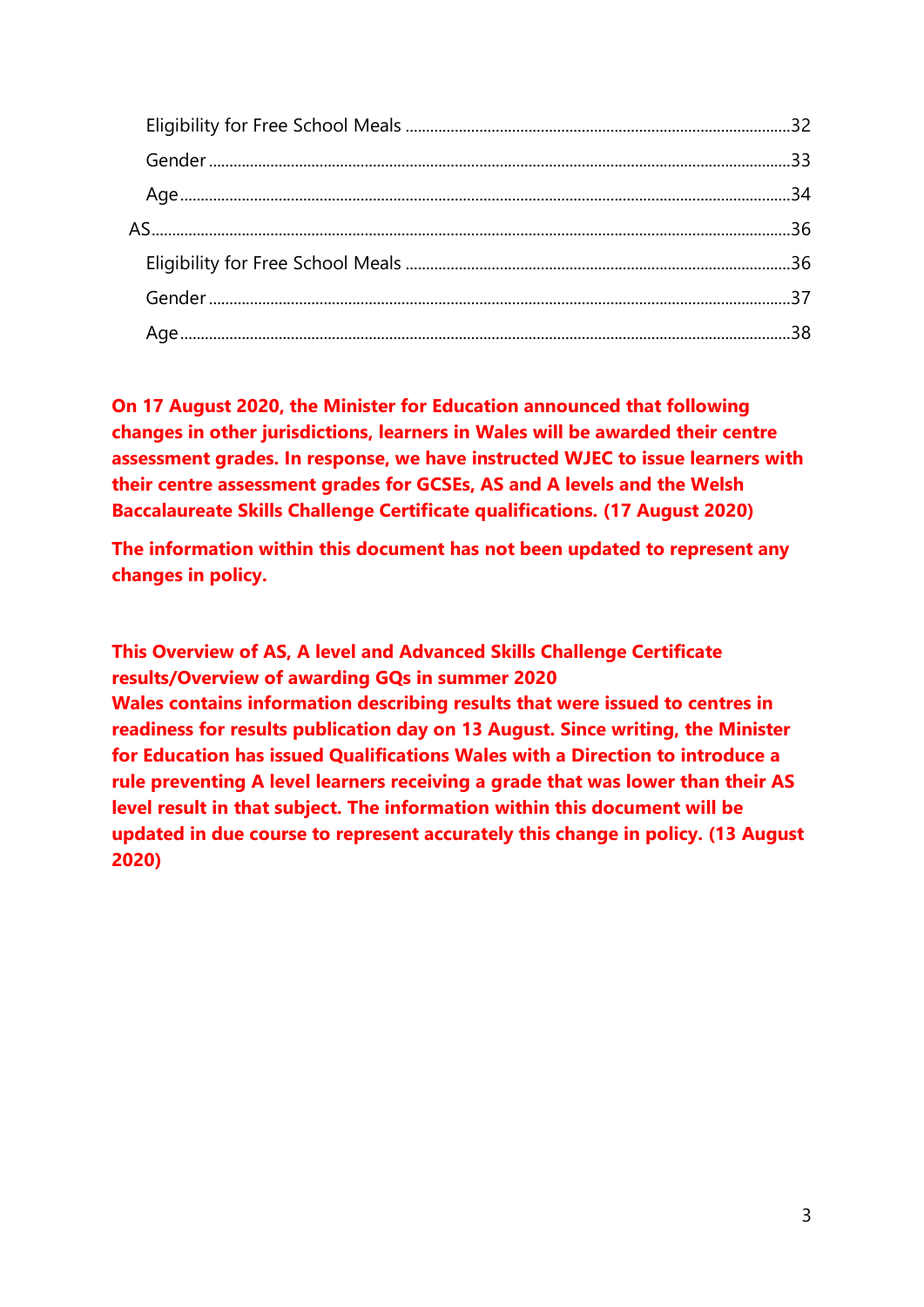Eligibility for Free School Meals ....................................................................................32

Gender ..........................................................................................................................33

Age ...............................................................................................................................34

AS ....................................................................................................................................36

Eligibility for Free School Meals ....................................................................................36

Gender ..........................................................................................................................37

Age ...............................................................................................................................38

**On 17 August 2020, the Minister for Education announced that following changes in other jurisdictions, learners in Wales will be awarded their centre assessment grades. In response, we have instructed WJEC to issue learners with their centre assessment grades for GCSEs, AS and A levels and the Welsh Baccalaureate Skills Challenge Certificate qualifications. (17 August 2020)**

**The information within this document has not been updated to represent any changes in policy.**

**This Overview of AS, A level and Advanced Skills Challenge Certificate results/Overview of awarding GQs in summer 2020 Wales contains information describing results that were issued to centres in readiness for results publication day on 13 August. Since writing, the Minister for Education has issued Qualifications Wales with a Direction to introduce a rule preventing A level learners receiving a grade that was lower than their AS level result in that subject. The information within this document will be updated in due course to represent accurately this change in policy. (13 August 2020)**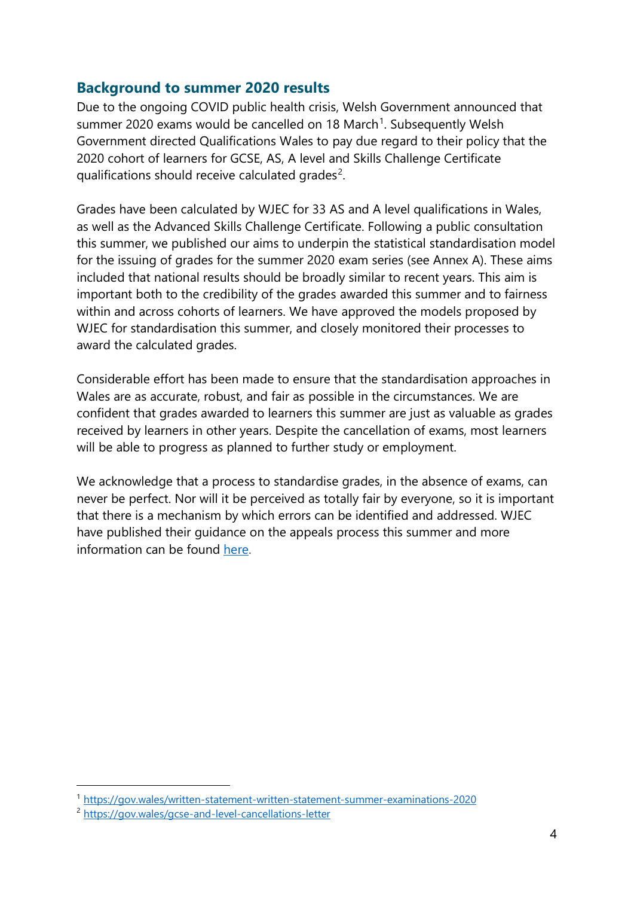## Background to summer 2020 results

Due to the ongoing COVID public health crisis, Welsh Government announced that summer 2020 exams would be cancelled on 18 March[1]. Subsequently Welsh Government directed Qualifications Wales to pay due regard to their policy that the 2020 cohort of learners for GCSE, AS, A level and Skills Challenge Certificate qualifications should receive calculated grades[2].

Grades have been calculated by WJEC for 33 AS and A level qualifications in Wales, as well as the Advanced Skills Challenge Certificate. Following a public consultation this summer, we published our aims to underpin the statistical standardisation model for the issuing of grades for the summer 2020 exam series (see Annex A). These aims included that national results should be broadly similar to recent years. This aim is important both to the credibility of the grades awarded this summer and to fairness within and across cohorts of learners. We have approved the models proposed by WJEC for standardisation this summer, and closely monitored their processes to award the calculated grades.

Considerable effort has been made to ensure that the standardisation approaches in Wales are as accurate, robust, and fair as possible in the circumstances. We are confident that grades awarded to learners this summer are just as valuable as grades received by learners in other years. Despite the cancellation of exams, most learners will be able to progress as planned to further study or employment.

We acknowledge that a process to standardise grades, in the absence of exams, can never be perfect. Nor will it be perceived as totally fair by everyone, so it is important that there is a mechanism by which errors can be identified and addressed. WJEC have published their guidance on the appeals process this summer and more information can be found here.

[1] https://gov.wales/written-statement-written-statement-summer-examinations-2020

[2] https://gov.wales/gcse-and-level-cancellations-letter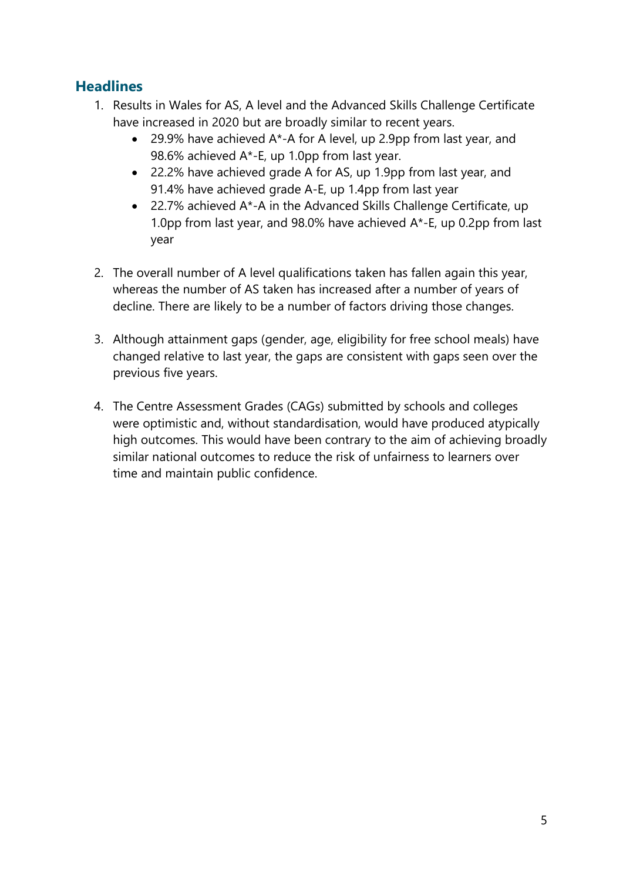## Headlines

1. Results in Wales for AS, A level and the Advanced Skills Challenge Certificate have increased in 2020 but are broadly similar to recent years.
   - 29.9% have achieved A*-A for A level, up 2.9pp from last year, and 98.6% achieved A*-E, up 1.0pp from last year.
   - 22.2% have achieved grade A for AS, up 1.9pp from last year, and 91.4% have achieved grade A-E, up 1.4pp from last year
   - 22.7% achieved A*-A in the Advanced Skills Challenge Certificate, up 1.0pp from last year, and 98.0% have achieved A*-E, up 0.2pp from last year

2. The overall number of A level qualifications taken has fallen again this year, whereas the number of AS taken has increased after a number of years of decline. There are likely to be a number of factors driving those changes.

3. Although attainment gaps (gender, age, eligibility for free school meals) have changed relative to last year, the gaps are consistent with gaps seen over the previous five years.

4. The Centre Assessment Grades (CAGs) submitted by schools and colleges were optimistic and, without standardisation, would have produced atypically high outcomes. This would have been contrary to the aim of achieving broadly similar national outcomes to reduce the risk of unfairness to learners over time and maintain public confidence.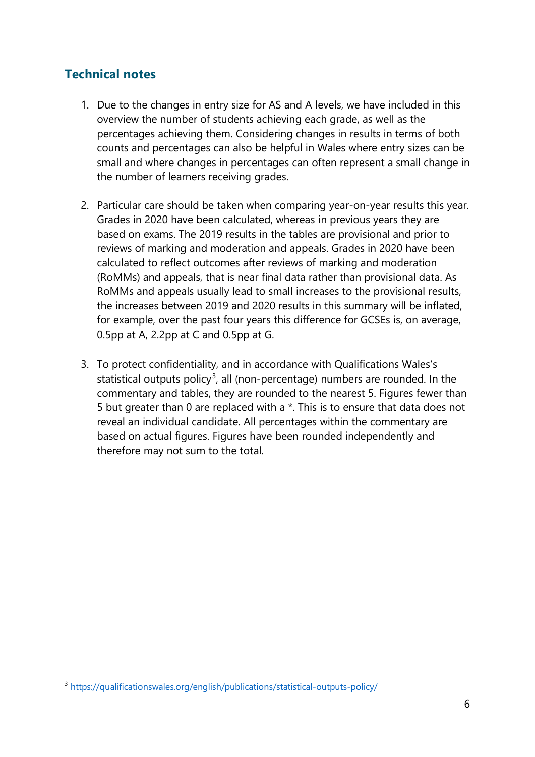## Technical notes

1. Due to the changes in entry size for AS and A levels, we have included in this overview the number of students achieving each grade, as well as the percentages achieving them. Considering changes in results in terms of both counts and percentages can also be helpful in Wales where entry sizes can be small and where changes in percentages can often represent a small change in the number of learners receiving grades.

2. Particular care should be taken when comparing year-on-year results this year. Grades in 2020 have been calculated, whereas in previous years they are based on exams. The 2019 results in the tables are provisional and prior to reviews of marking and moderation and appeals. Grades in 2020 have been calculated to reflect outcomes after reviews of marking and moderation (RoMMs) and appeals, that is near final data rather than provisional data. As RoMMs and appeals usually lead to small increases to the provisional results, the increases between 2019 and 2020 results in this summary will be inflated, for example, over the past four years this difference for GCSEs is, on average, 0.5pp at A, 2.2pp at C and 0.5pp at G.

3. To protect confidentiality, and in accordance with Qualifications Wales's statistical outputs policy[3], all (non-percentage) numbers are rounded. In the commentary and tables, they are rounded to the nearest 5. Figures fewer than 5 but greater than 0 are replaced with a *. This is to ensure that data does not reveal an individual candidate. All percentages within the commentary are based on actual figures. Figures have been rounded independently and therefore may not sum to the total.

[3] https://qualificationswales.org/english/publications/statistical-outputs-policy/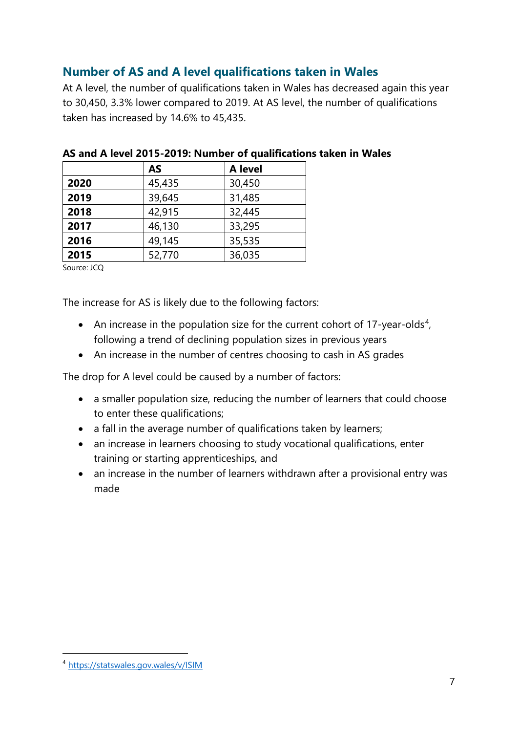## Number of AS and A level qualifications taken in Wales

At A level, the number of qualifications taken in Wales has decreased again this year to 30,450, 3.3% lower compared to 2019. At AS level, the number of qualifications taken has increased by 14.6% to 45,435.

**AS and A level 2015-2019: Number of qualifications taken in Wales**

| | AS | A level |
|---|---|---|
| **2020** | 45,435 | 30,450 |
| **2019** | 39,645 | 31,485 |
| **2018** | 42,915 | 32,445 |
| **2017** | 46,130 | 33,295 |
| **2016** | 49,145 | 35,535 |
| **2015** | 52,770 | 36,035 |

Source: JCQ

The increase for AS is likely due to the following factors:

- An increase in the population size for the current cohort of 17-year-olds[4], following a trend of declining population sizes in previous years
- An increase in the number of centres choosing to cash in AS grades

The drop for A level could be caused by a number of factors:

- a smaller population size, reducing the number of learners that could choose to enter these qualifications;
- a fall in the average number of qualifications taken by learners;
- an increase in learners choosing to study vocational qualifications, enter training or starting apprenticeships, and
- an increase in the number of learners withdrawn after a provisional entry was made

[4] https://statswales.gov.wales/v/ISIM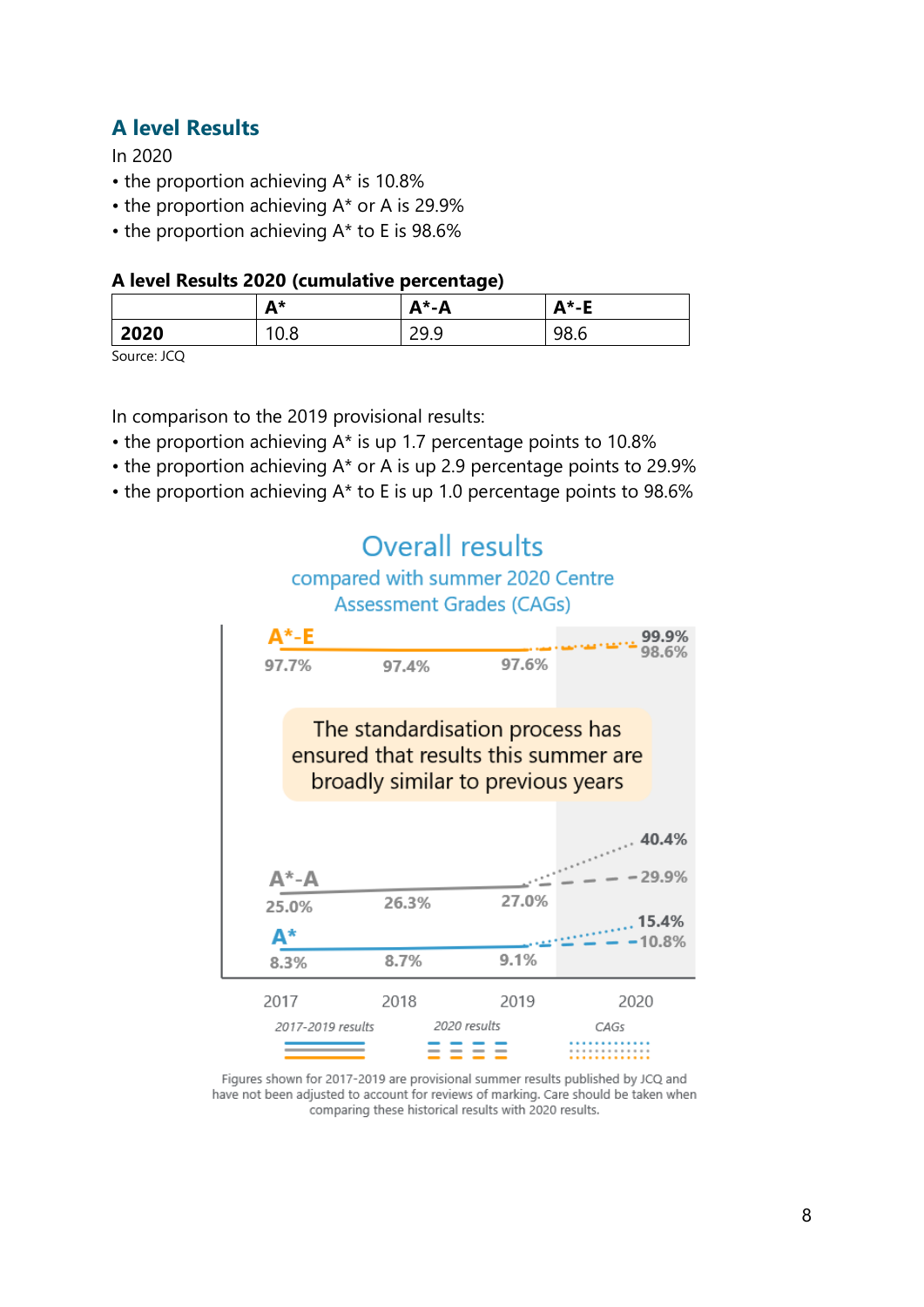## A level Results

In 2020

- the proportion achieving A* is 10.8%
- the proportion achieving A* or A is 29.9%
- the proportion achieving A* to E is 98.6%

**A level Results 2020 (cumulative percentage)**

| | A* | A*-A | A*-E |
|---|---|---|---|
| **2020** | 10.8 | 29.9 | 98.6 |

Source: JCQ

In comparison to the 2019 provisional results:

- the proportion achieving A* is up 1.7 percentage points to 10.8%
- the proportion achieving A* or A is up 2.9 percentage points to 29.9%
- the proportion achieving A* to E is up 1.0 percentage points to 98.6%

Overall results
compared with summer 2020 Centre Assessment Grades (CAGs)

A*-E: 97.7% (2017), 97.4% (2018), 97.6% (2019), 98.6% (2020 results), 99.9% (CAGs)

The standardisation process has ensured that results this summer are broadly similar to previous years

A*-A: 25.0% (2017), 26.3% (2018), 27.0% (2019), 29.9% (2020 results), 40.4% (CAGs)

A*: 8.3% (2017), 8.7% (2018), 9.1% (2019), 10.8% (2020 results), 15.4% (CAGs)

2017-2019 results — 2020 results — CAGs

Figures shown for 2017-2019 are provisional summer results published by JCQ and have not been adjusted to account for reviews of marking. Care should be taken when comparing these historical results with 2020 results.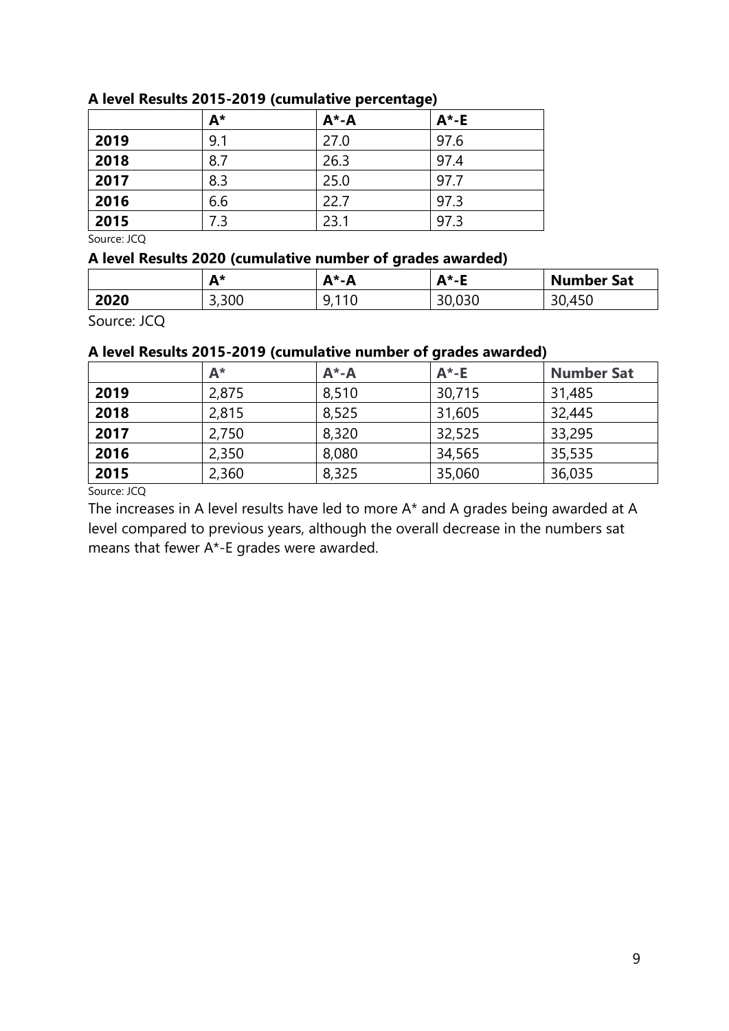**A level Results 2015-2019 (cumulative percentage)**

| | A* | A*-A | A*-E |
|---|---|---|---|
| **2019** | 9.1 | 27.0 | 97.6 |
| **2018** | 8.7 | 26.3 | 97.4 |
| **2017** | 8.3 | 25.0 | 97.7 |
| **2016** | 6.6 | 22.7 | 97.3 |
| **2015** | 7.3 | 23.1 | 97.3 |

Source: JCQ

**A level Results 2020 (cumulative number of grades awarded)**

| | A* | A*-A | A*-E | Number Sat |
|---|---|---|---|---|
| **2020** | 3,300 | 9,110 | 30,030 | 30,450 |

Source: JCQ

**A level Results 2015-2019 (cumulative number of grades awarded)**

| | A* | A*-A | A*-E | Number Sat |
|---|---|---|---|---|
| **2019** | 2,875 | 8,510 | 30,715 | 31,485 |
| **2018** | 2,815 | 8,525 | 31,605 | 32,445 |
| **2017** | 2,750 | 8,320 | 32,525 | 33,295 |
| **2016** | 2,350 | 8,080 | 34,565 | 35,535 |
| **2015** | 2,360 | 8,325 | 35,060 | 36,035 |

Source: JCQ

The increases in A level results have led to more A* and A grades being awarded at A level compared to previous years, although the overall decrease in the numbers sat means that fewer A*-E grades were awarded.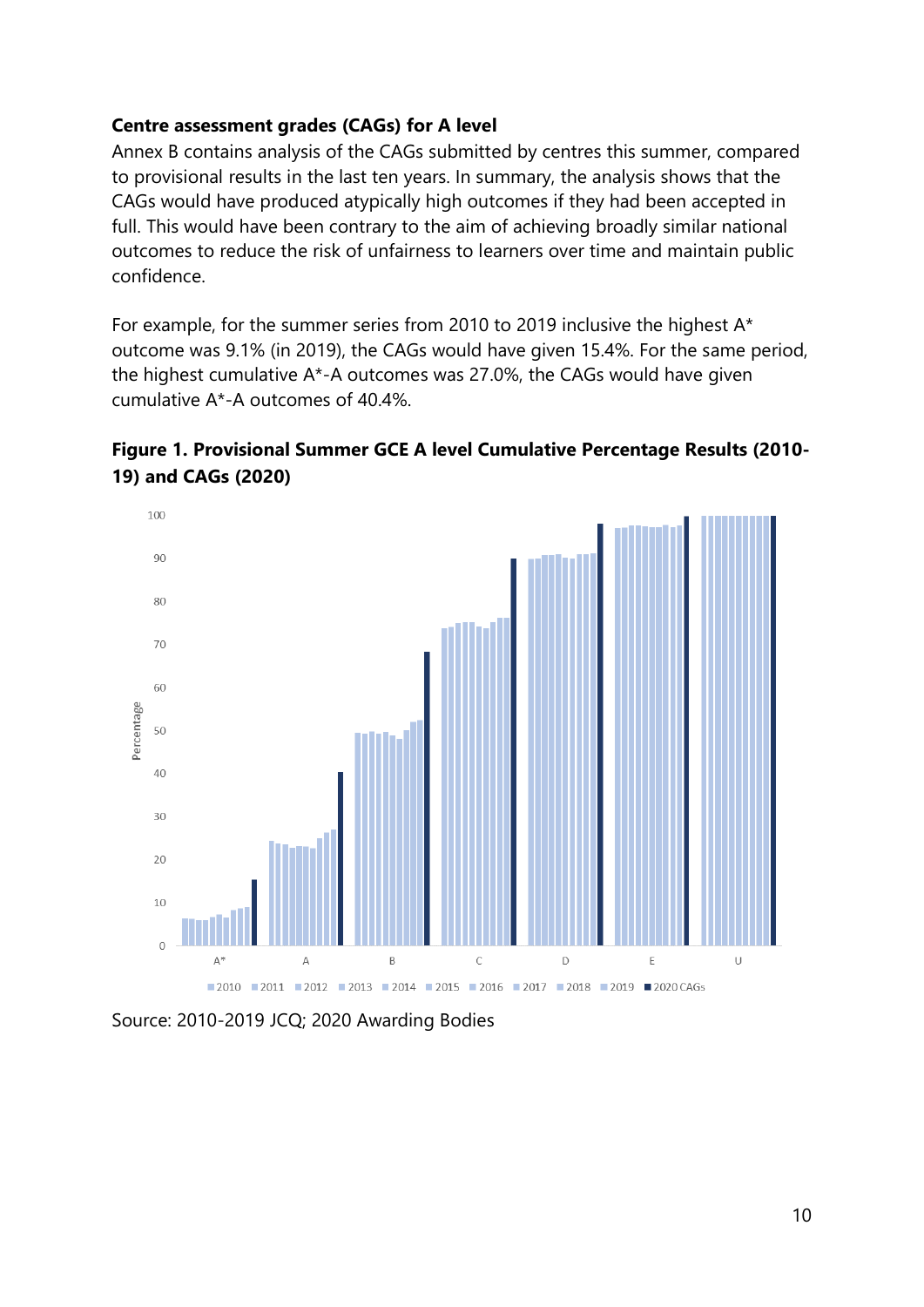### Centre assessment grades (CAGs) for A level

Annex B contains analysis of the CAGs submitted by centres this summer, compared to provisional results in the last ten years. In summary, the analysis shows that the CAGs would have produced atypically high outcomes if they had been accepted in full. This would have been contrary to the aim of achieving broadly similar national outcomes to reduce the risk of unfairness to learners over time and maintain public confidence.

For example, for the summer series from 2010 to 2019 inclusive the highest A* outcome was 9.1% (in 2019), the CAGs would have given 15.4%. For the same period, the highest cumulative A*-A outcomes was 27.0%, the CAGs would have given cumulative A*-A outcomes of 40.4%.

**Figure 1. Provisional Summer GCE A level Cumulative Percentage Results (2010-19) and CAGs (2020)**

Source: 2010-2019 JCQ; 2020 Awarding Bodies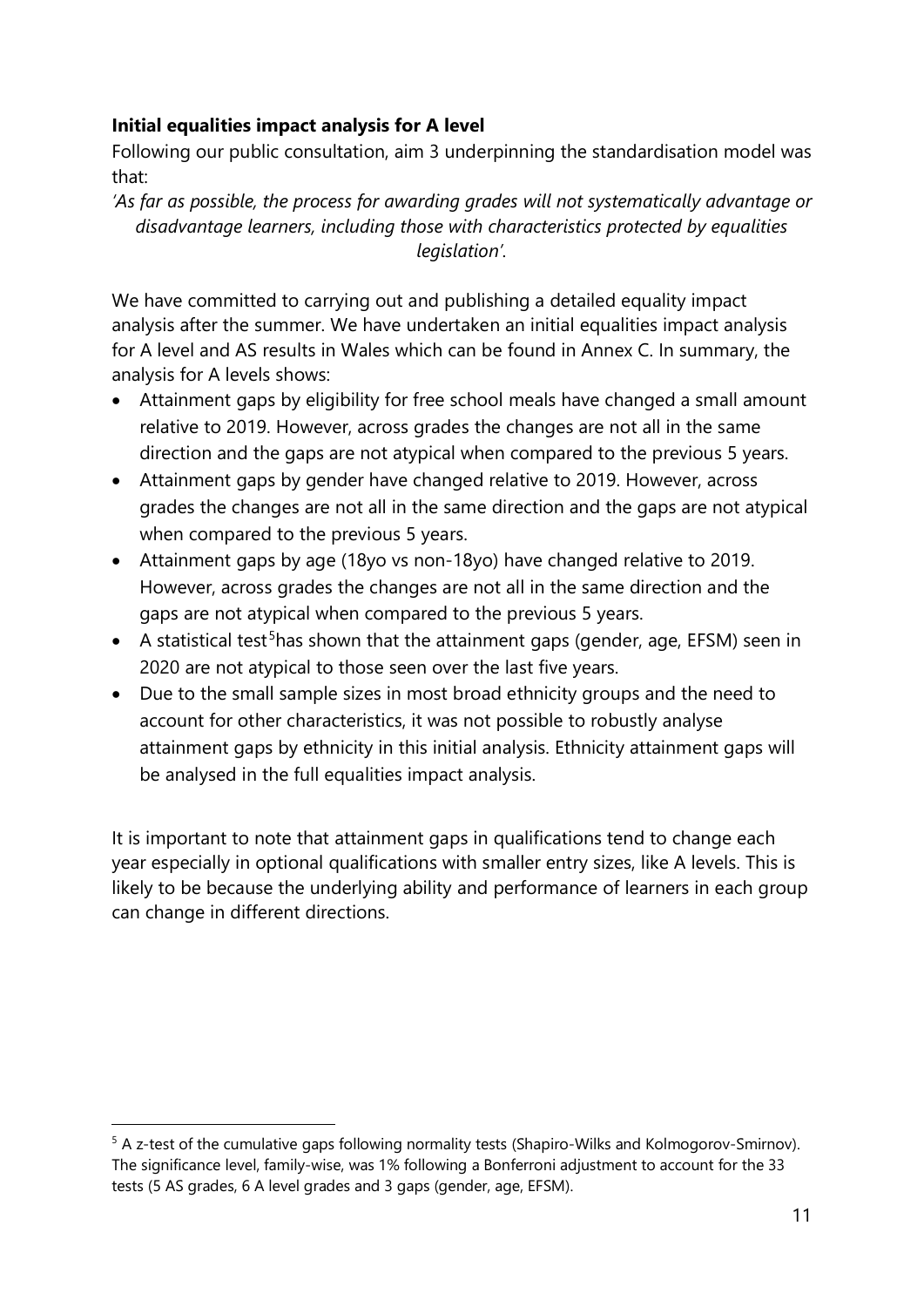**Initial equalities impact analysis for A level**

Following our public consultation, aim 3 underpinning the standardisation model was that:

*'As far as possible, the process for awarding grades will not systematically advantage or disadvantage learners, including those with characteristics protected by equalities legislation'.*

We have committed to carrying out and publishing a detailed equality impact analysis after the summer. We have undertaken an initial equalities impact analysis for A level and AS results in Wales which can be found in Annex C. In summary, the analysis for A levels shows:

- Attainment gaps by eligibility for free school meals have changed a small amount relative to 2019. However, across grades the changes are not all in the same direction and the gaps are not atypical when compared to the previous 5 years.
- Attainment gaps by gender have changed relative to 2019. However, across grades the changes are not all in the same direction and the gaps are not atypical when compared to the previous 5 years.
- Attainment gaps by age (18yo vs non-18yo) have changed relative to 2019. However, across grades the changes are not all in the same direction and the gaps are not atypical when compared to the previous 5 years.
- A statistical test[5] has shown that the attainment gaps (gender, age, EFSM) seen in 2020 are not atypical to those seen over the last five years.
- Due to the small sample sizes in most broad ethnicity groups and the need to account for other characteristics, it was not possible to robustly analyse attainment gaps by ethnicity in this initial analysis. Ethnicity attainment gaps will be analysed in the full equalities impact analysis.

It is important to note that attainment gaps in qualifications tend to change each year especially in optional qualifications with smaller entry sizes, like A levels. This is likely to be because the underlying ability and performance of learners in each group can change in different directions.

[5] A z-test of the cumulative gaps following normality tests (Shapiro-Wilks and Kolmogorov-Smirnov). The significance level, family-wise, was 1% following a Bonferroni adjustment to account for the 33 tests (5 AS grades, 6 A level grades and 3 gaps (gender, age, EFSM).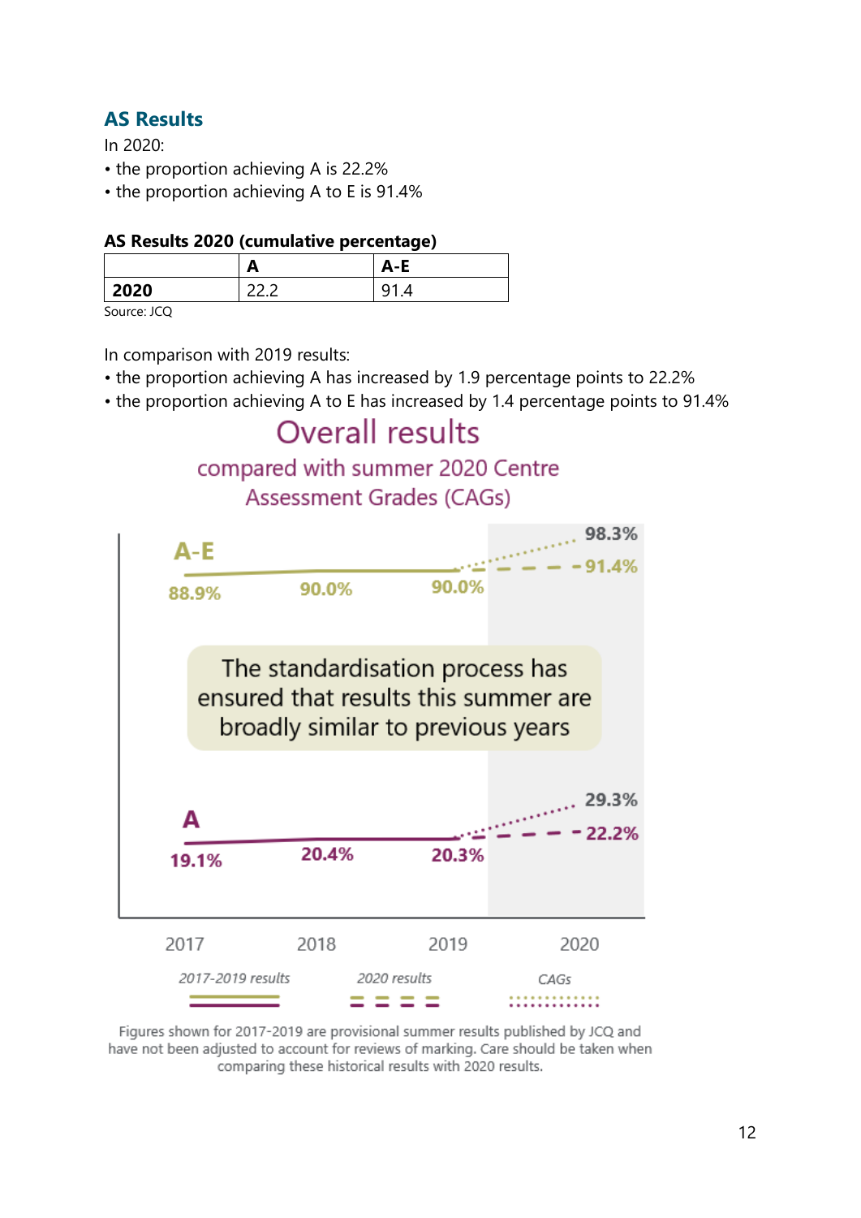## AS Results

In 2020:

- the proportion achieving A is 22.2%
- the proportion achieving A to E is 91.4%

**AS Results 2020 (cumulative percentage)**

| | A | A-E |
|---|---|---|
| **2020** | 22.2 | 91.4 |

Source: JCQ

In comparison with 2019 results:

- the proportion achieving A has increased by 1.9 percentage points to 22.2%
- the proportion achieving A to E has increased by 1.4 percentage points to 91.4%

Overall results

compared with summer 2020 Centre Assessment Grades (CAGs)

A-E: 2017 88.9%, 2018 90.0%, 2019 90.0%, 2020 91.4% (CAGs 98.3%)

The standardisation process has ensured that results this summer are broadly similar to previous years

A: 2017 19.1%, 2018 20.4%, 2019 20.3%, 2020 22.2% (CAGs 29.3%)

2017-2019 results | 2020 results | CAGs

Figures shown for 2017-2019 are provisional summer results published by JCQ and have not been adjusted to account for reviews of marking. Care should be taken when comparing these historical results with 2020 results.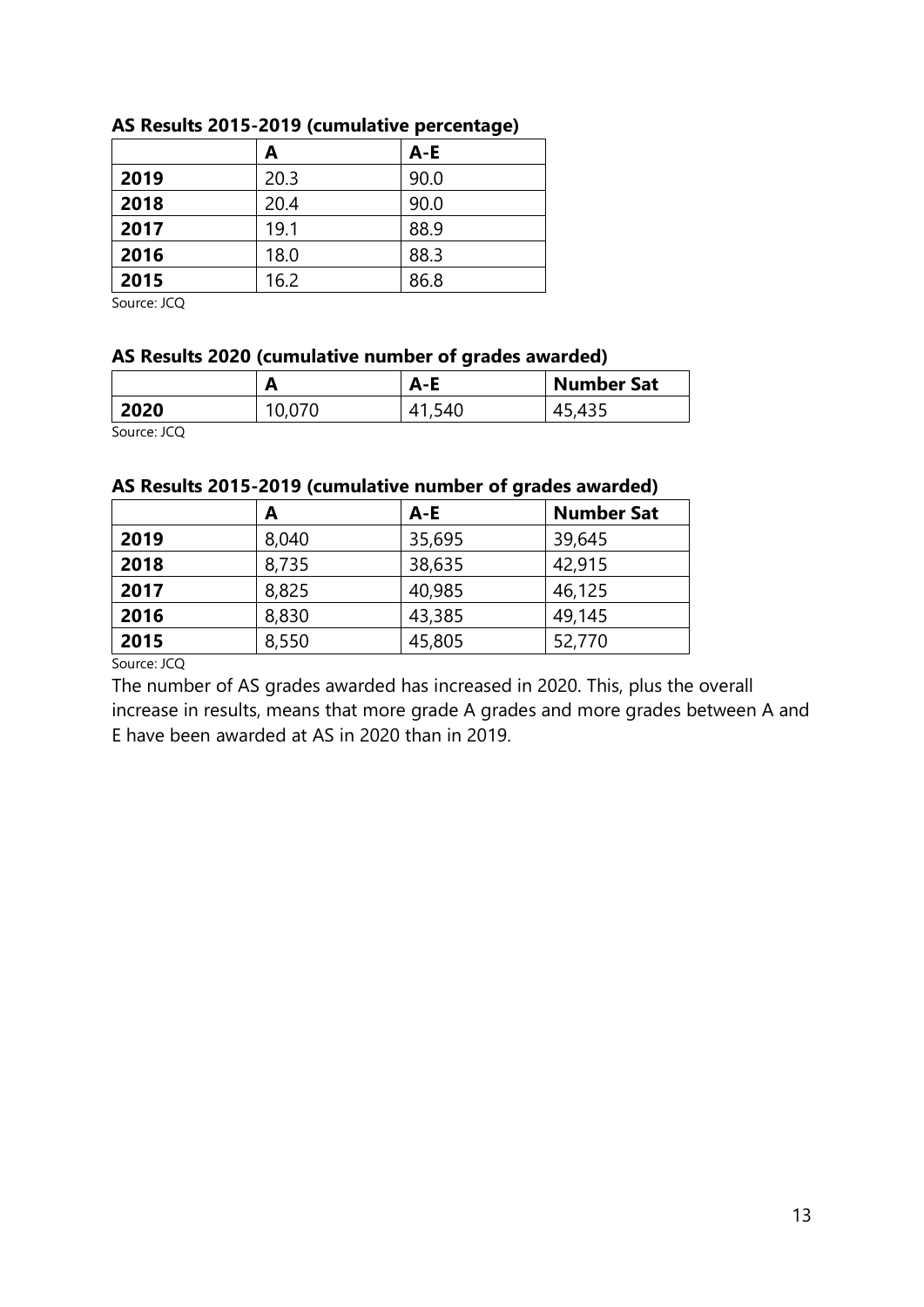**AS Results 2015-2019 (cumulative percentage)**

| | A | A-E |
|---|---|---|
| **2019** | 20.3 | 90.0 |
| **2018** | 20.4 | 90.0 |
| **2017** | 19.1 | 88.9 |
| **2016** | 18.0 | 88.3 |
| **2015** | 16.2 | 86.8 |

Source: JCQ

**AS Results 2020 (cumulative number of grades awarded)**

| | A | A-E | Number Sat |
|---|---|---|---|
| **2020** | 10,070 | 41,540 | 45,435 |

Source: JCQ

**AS Results 2015-2019 (cumulative number of grades awarded)**

| | A | A-E | Number Sat |
|---|---|---|---|
| **2019** | 8,040 | 35,695 | 39,645 |
| **2018** | 8,735 | 38,635 | 42,915 |
| **2017** | 8,825 | 40,985 | 46,125 |
| **2016** | 8,830 | 43,385 | 49,145 |
| **2015** | 8,550 | 45,805 | 52,770 |

Source: JCQ

The number of AS grades awarded has increased in 2020. This, plus the overall increase in results, means that more grade A grades and more grades between A and E have been awarded at AS in 2020 than in 2019.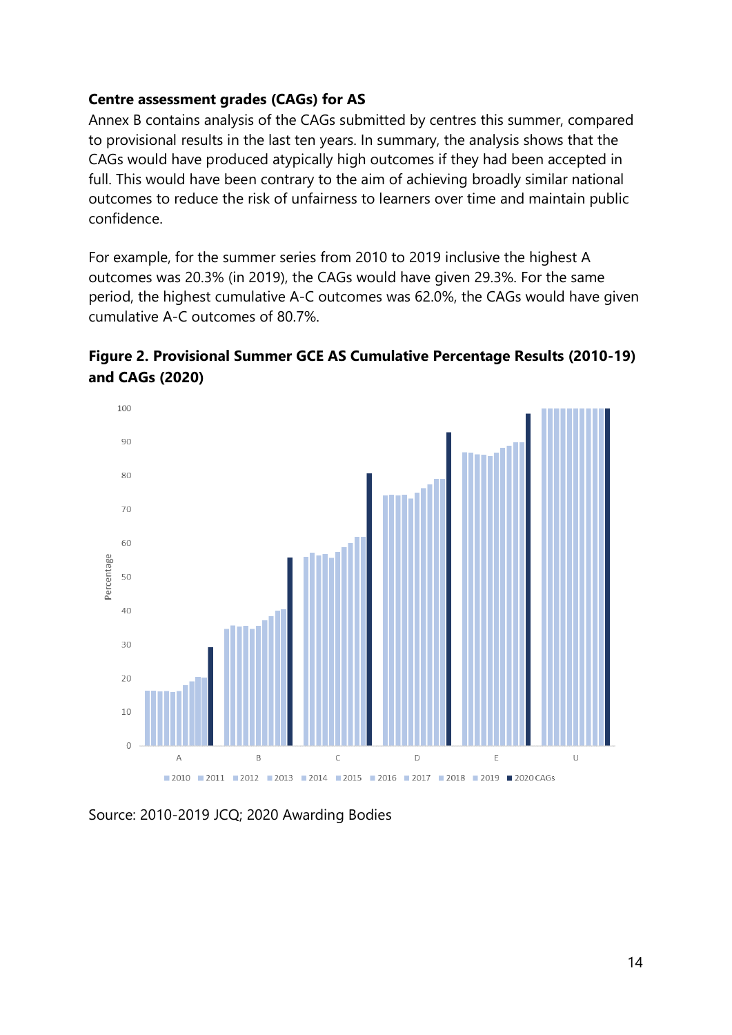**Centre assessment grades (CAGs) for AS**

Annex B contains analysis of the CAGs submitted by centres this summer, compared to provisional results in the last ten years. In summary, the analysis shows that the CAGs would have produced atypically high outcomes if they had been accepted in full. This would have been contrary to the aim of achieving broadly similar national outcomes to reduce the risk of unfairness to learners over time and maintain public confidence.

For example, for the summer series from 2010 to 2019 inclusive the highest A outcomes was 20.3% (in 2019), the CAGs would have given 29.3%. For the same period, the highest cumulative A-C outcomes was 62.0%, the CAGs would have given cumulative A-C outcomes of 80.7%.

**Figure 2. Provisional Summer GCE AS Cumulative Percentage Results (2010-19) and CAGs (2020)**

Source: 2010-2019 JCQ; 2020 Awarding Bodies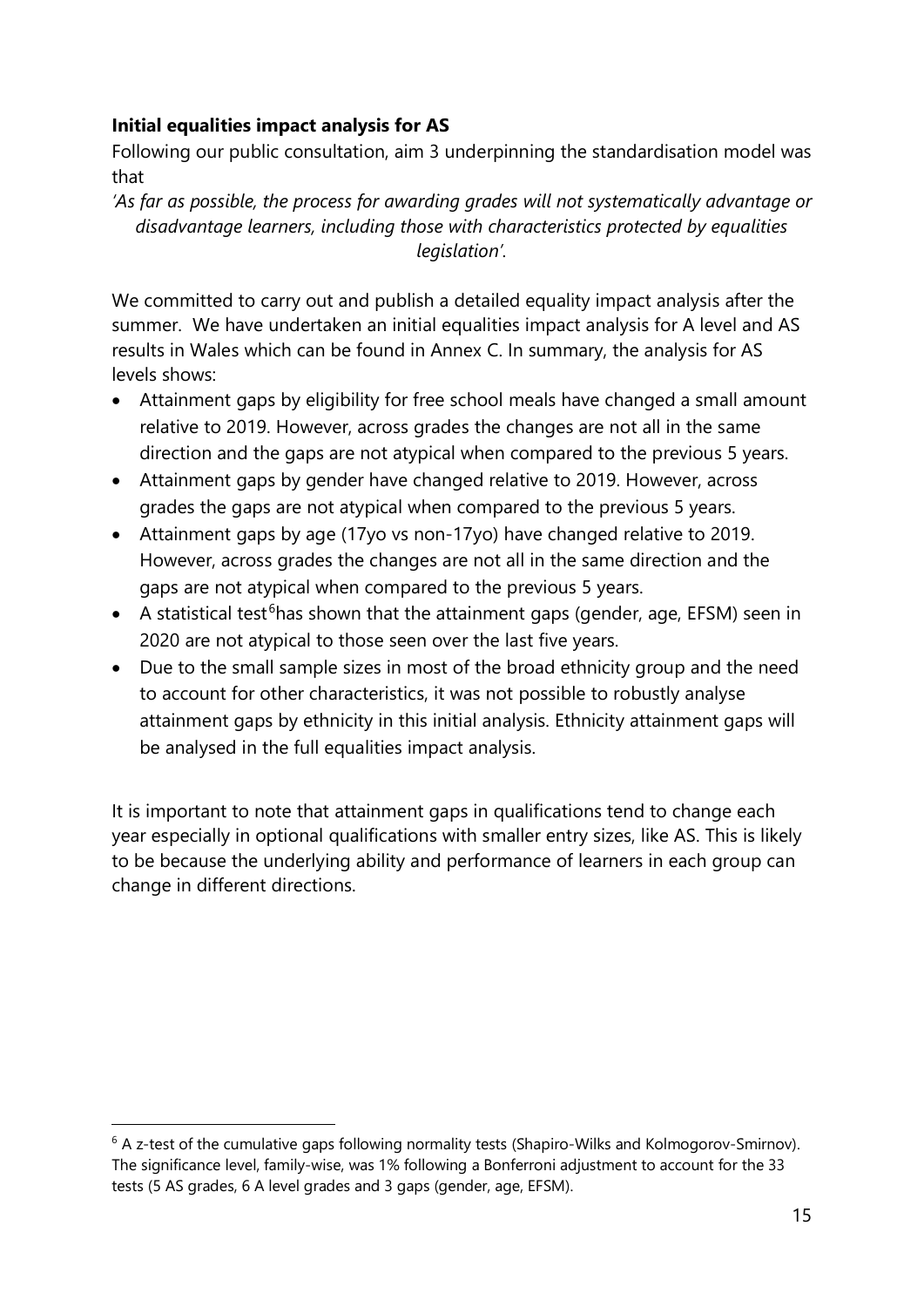**Initial equalities impact analysis for AS**

Following our public consultation, aim 3 underpinning the standardisation model was that

*'As far as possible, the process for awarding grades will not systematically advantage or disadvantage learners, including those with characteristics protected by equalities legislation'*.

We committed to carry out and publish a detailed equality impact analysis after the summer. We have undertaken an initial equalities impact analysis for A level and AS results in Wales which can be found in Annex C. In summary, the analysis for AS levels shows:

- Attainment gaps by eligibility for free school meals have changed a small amount relative to 2019. However, across grades the changes are not all in the same direction and the gaps are not atypical when compared to the previous 5 years.
- Attainment gaps by gender have changed relative to 2019. However, across grades the gaps are not atypical when compared to the previous 5 years.
- Attainment gaps by age (17yo vs non-17yo) have changed relative to 2019. However, across grades the changes are not all in the same direction and the gaps are not atypical when compared to the previous 5 years.
- A statistical test[6] has shown that the attainment gaps (gender, age, EFSM) seen in 2020 are not atypical to those seen over the last five years.
- Due to the small sample sizes in most of the broad ethnicity group and the need to account for other characteristics, it was not possible to robustly analyse attainment gaps by ethnicity in this initial analysis. Ethnicity attainment gaps will be analysed in the full equalities impact analysis.

It is important to note that attainment gaps in qualifications tend to change each year especially in optional qualifications with smaller entry sizes, like AS. This is likely to be because the underlying ability and performance of learners in each group can change in different directions.

[6] A z-test of the cumulative gaps following normality tests (Shapiro-Wilks and Kolmogorov-Smirnov). The significance level, family-wise, was 1% following a Bonferroni adjustment to account for the 33 tests (5 AS grades, 6 A level grades and 3 gaps (gender, age, EFSM).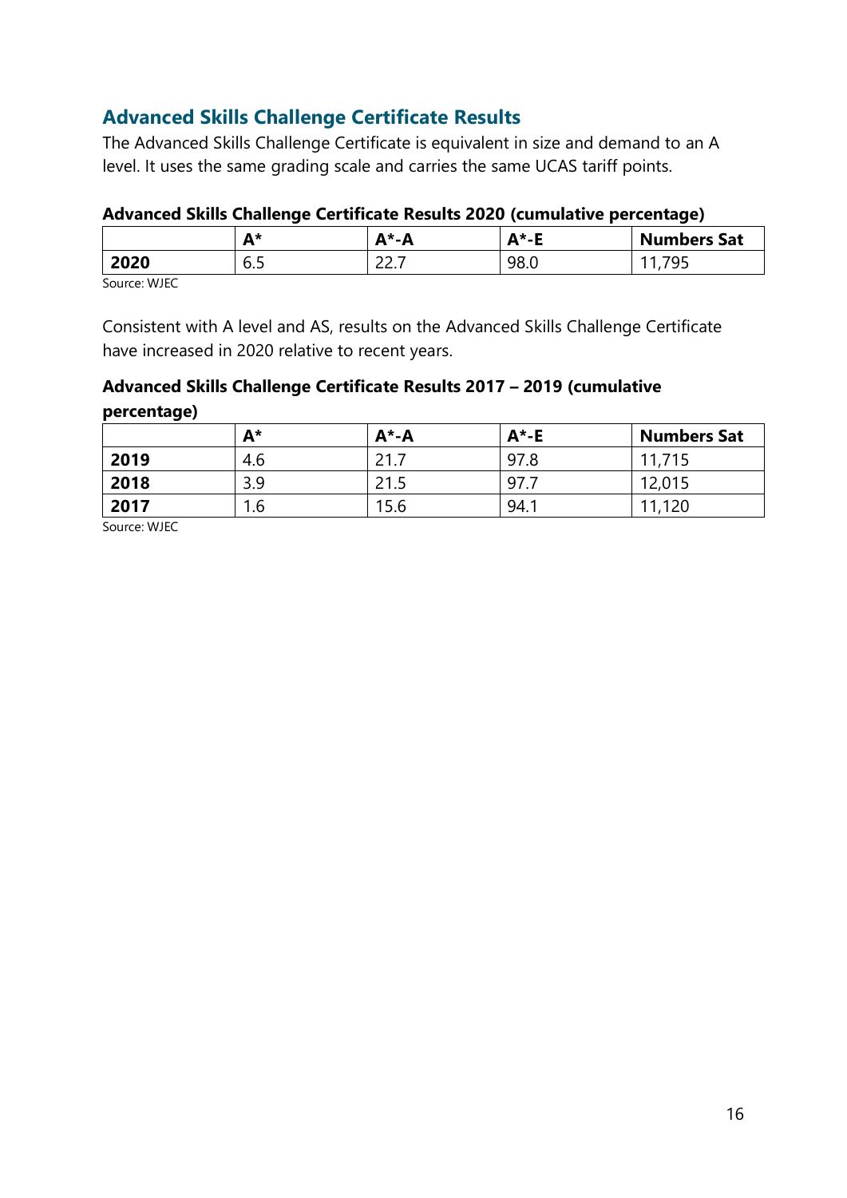## Advanced Skills Challenge Certificate Results

The Advanced Skills Challenge Certificate is equivalent in size and demand to an A level. It uses the same grading scale and carries the same UCAS tariff points.

**Advanced Skills Challenge Certificate Results 2020 (cumulative percentage)**

| | A* | A*-A | A*-E | Numbers Sat |
|---|---|---|---|---|
| **2020** | 6.5 | 22.7 | 98.0 | 11,795 |

Source: WJEC

Consistent with A level and AS, results on the Advanced Skills Challenge Certificate have increased in 2020 relative to recent years.

**Advanced Skills Challenge Certificate Results 2017 – 2019 (cumulative percentage)**

| | A* | A*-A | A*-E | Numbers Sat |
|---|---|---|---|---|
| **2019** | 4.6 | 21.7 | 97.8 | 11,715 |
| **2018** | 3.9 | 21.5 | 97.7 | 12,015 |
| **2017** | 1.6 | 15.6 | 94.1 | 11,120 |

Source: WJEC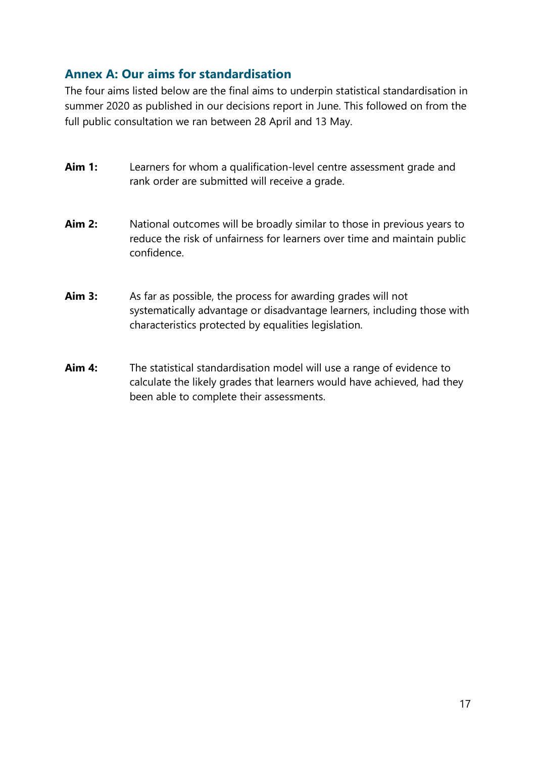## Annex A: Our aims for standardisation

The four aims listed below are the final aims to underpin statistical standardisation in summer 2020 as published in our decisions report in June. This followed on from the full public consultation we ran between 28 April and 13 May.

**Aim 1:** Learners for whom a qualification-level centre assessment grade and rank order are submitted will receive a grade.

**Aim 2:** National outcomes will be broadly similar to those in previous years to reduce the risk of unfairness for learners over time and maintain public confidence.

**Aim 3:** As far as possible, the process for awarding grades will not systematically advantage or disadvantage learners, including those with characteristics protected by equalities legislation.

**Aim 4:** The statistical standardisation model will use a range of evidence to calculate the likely grades that learners would have achieved, had they been able to complete their assessments.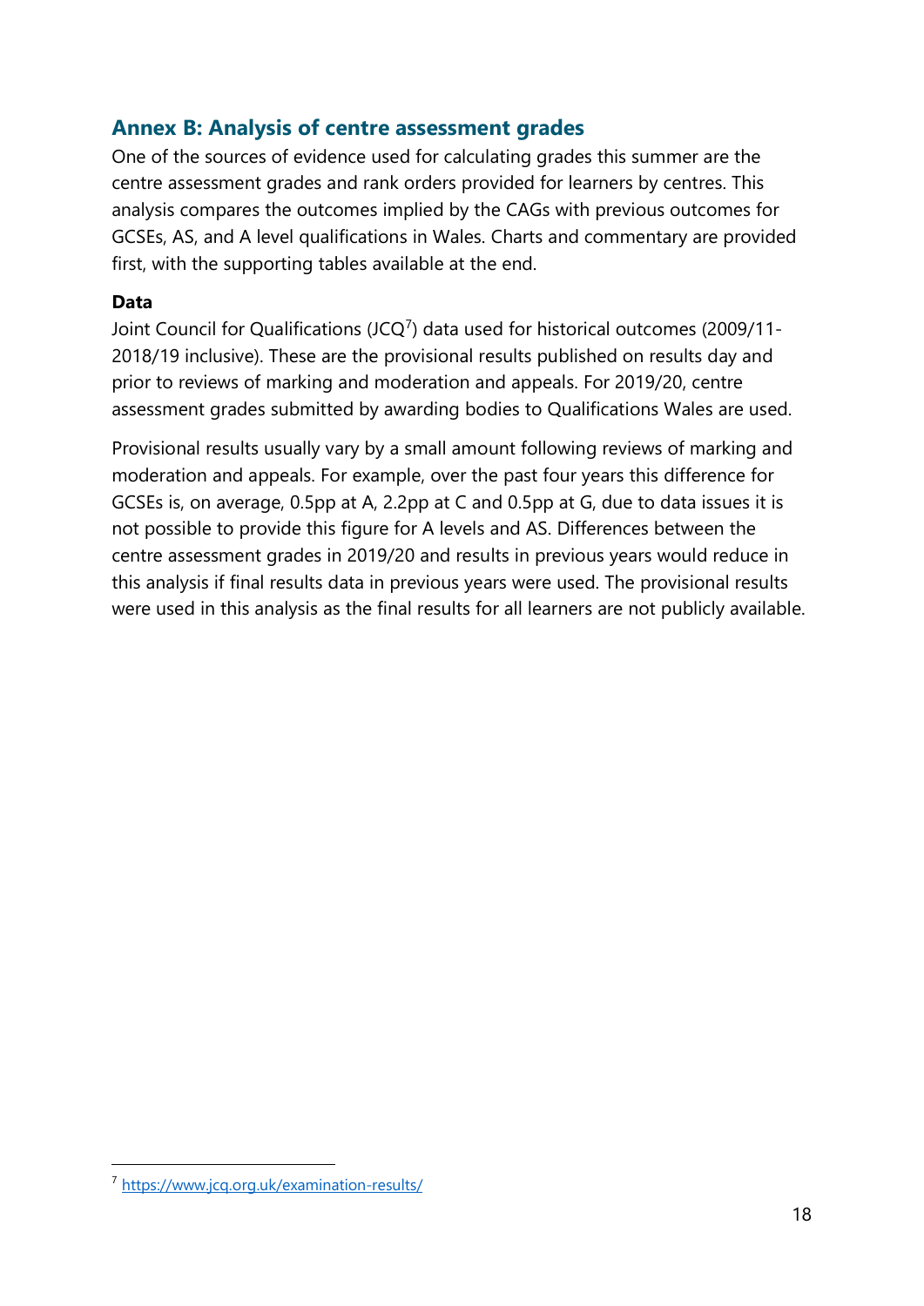## Annex B: Analysis of centre assessment grades

One of the sources of evidence used for calculating grades this summer are the centre assessment grades and rank orders provided for learners by centres. This analysis compares the outcomes implied by the CAGs with previous outcomes for GCSEs, AS, and A level qualifications in Wales. Charts and commentary are provided first, with the supporting tables available at the end.

**Data**

Joint Council for Qualifications (JCQ[7]) data used for historical outcomes (2009/11-2018/19 inclusive). These are the provisional results published on results day and prior to reviews of marking and moderation and appeals. For 2019/20, centre assessment grades submitted by awarding bodies to Qualifications Wales are used.

Provisional results usually vary by a small amount following reviews of marking and moderation and appeals. For example, over the past four years this difference for GCSEs is, on average, 0.5pp at A, 2.2pp at C and 0.5pp at G, due to data issues it is not possible to provide this figure for A levels and AS. Differences between the centre assessment grades in 2019/20 and results in previous years would reduce in this analysis if final results data in previous years were used. The provisional results were used in this analysis as the final results for all learners are not publicly available.

---

[7] https://www.jcq.org.uk/examination-results/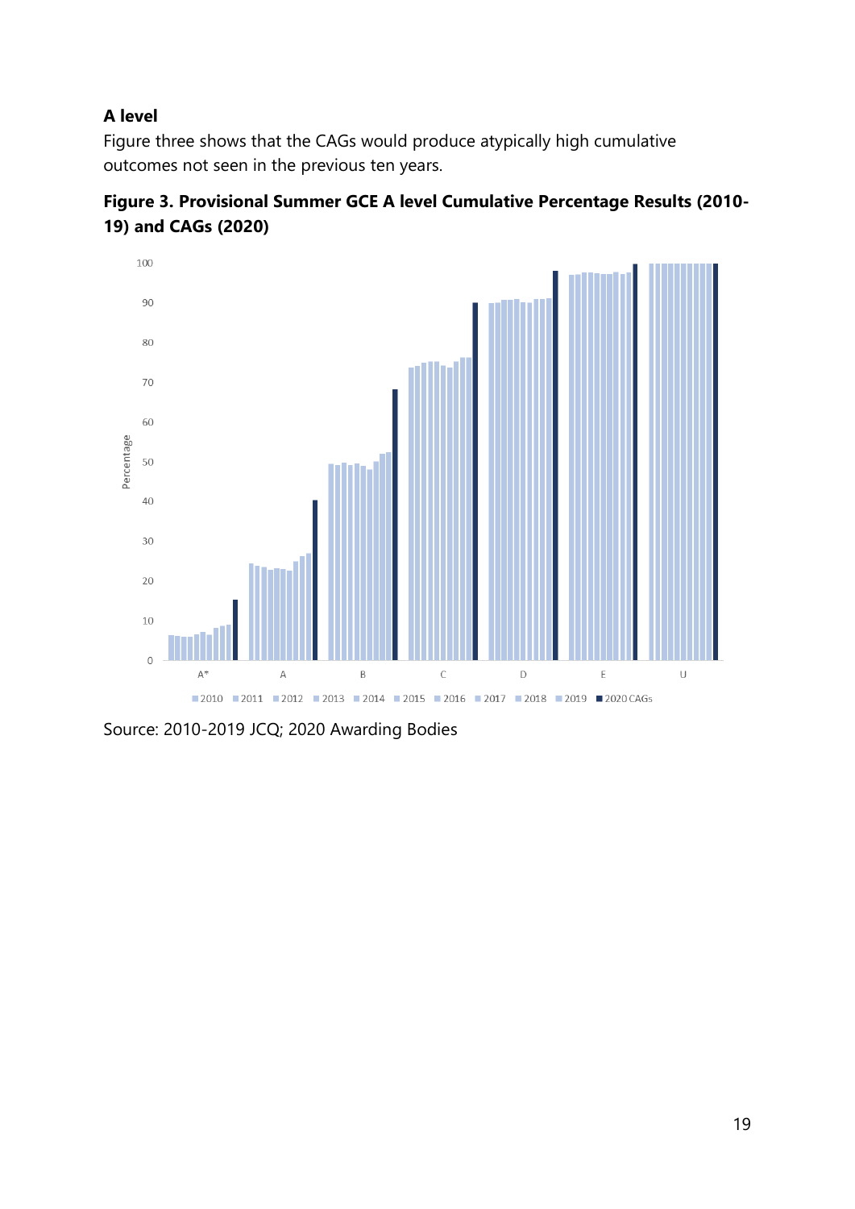### A level

Figure three shows that the CAGs would produce atypically high cumulative outcomes not seen in the previous ten years.

**Figure 3. Provisional Summer GCE A level Cumulative Percentage Results (2010-19) and CAGs (2020)**

Source: 2010-2019 JCQ; 2020 Awarding Bodies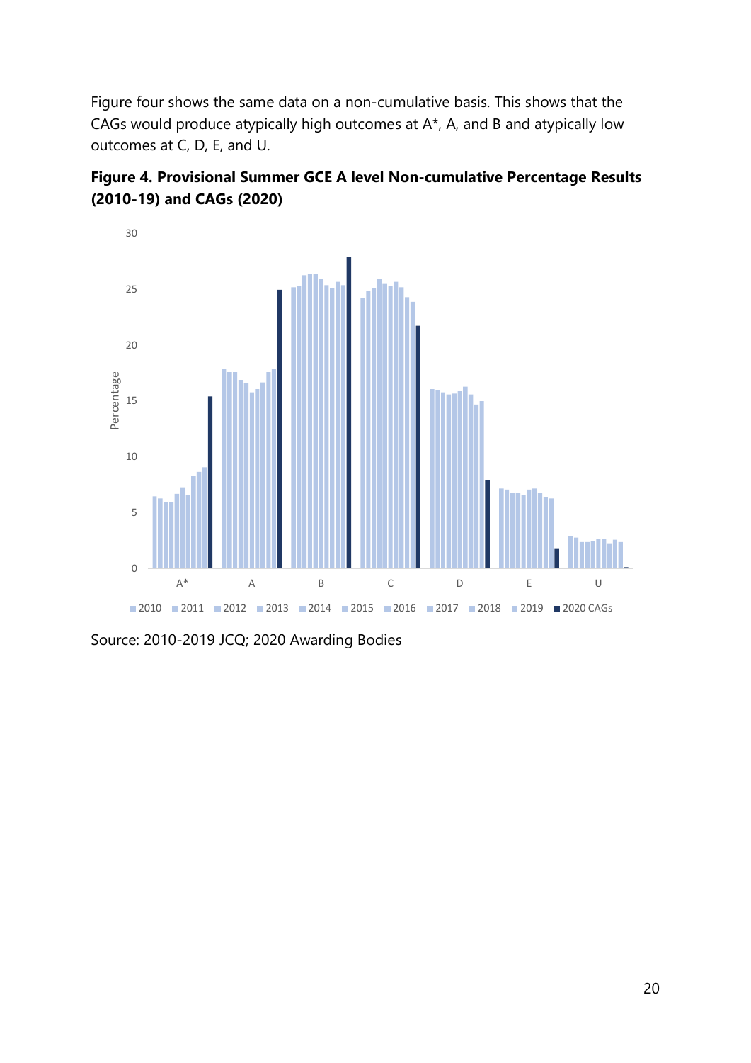Figure four shows the same data on a non-cumulative basis. This shows that the CAGs would produce atypically high outcomes at A*, A, and B and atypically low outcomes at C, D, E, and U.

**Figure 4. Provisional Summer GCE A level Non-cumulative Percentage Results (2010-19) and CAGs (2020)**

Source: 2010-2019 JCQ; 2020 Awarding Bodies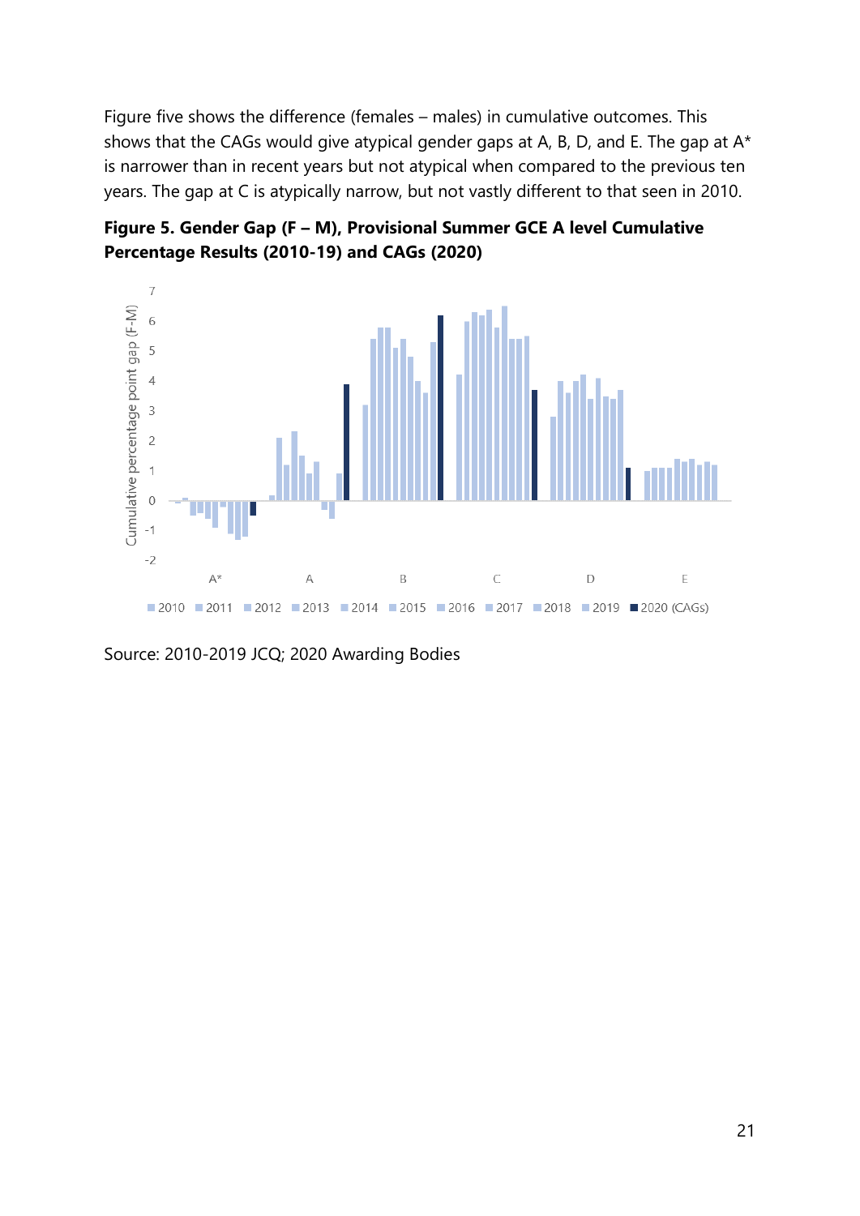Figure five shows the difference (females – males) in cumulative outcomes. This shows that the CAGs would give atypical gender gaps at A, B, D, and E. The gap at A* is narrower than in recent years but not atypical when compared to the previous ten years. The gap at C is atypically narrow, but not vastly different to that seen in 2010.

**Figure 5. Gender Gap (F – M), Provisional Summer GCE A level Cumulative Percentage Results (2010-19) and CAGs (2020)**

Source: 2010-2019 JCQ; 2020 Awarding Bodies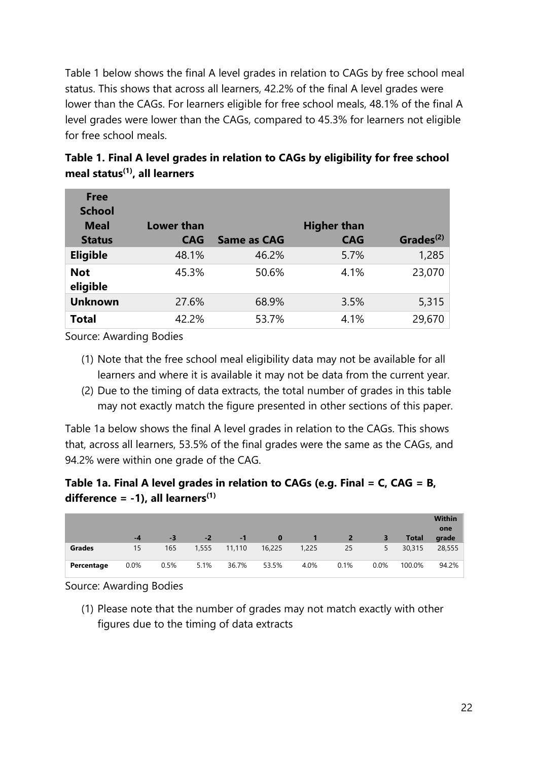Table 1 below shows the final A level grades in relation to CAGs by free school meal status. This shows that across all learners, 42.2% of the final A level grades were lower than the CAGs. For learners eligible for free school meals, 48.1% of the final A level grades were lower than the CAGs, compared to 45.3% for learners not eligible for free school meals.

**Table 1. Final A level grades in relation to CAGs by eligibility for free school meal status[(1)], all learners**

| Free School Meal Status | Lower than CAG | Same as CAG | Higher than CAG | Grades[(2)] |
|---|---|---|---|---|
| **Eligible** | 48.1% | 46.2% | 5.7% | 1,285 |
| **Not eligible** | 45.3% | 50.6% | 4.1% | 23,070 |
| **Unknown** | 27.6% | 68.9% | 3.5% | 5,315 |
| **Total** | 42.2% | 53.7% | 4.1% | 29,670 |

Source: Awarding Bodies

(1) Note that the free school meal eligibility data may not be available for all learners and where it is available it may not be data from the current year.
(2) Due to the timing of data extracts, the total number of grades in this table may not exactly match the figure presented in other sections of this paper.

Table 1a below shows the final A level grades in relation to the CAGs. This shows that, across all learners, 53.5% of the final grades were the same as the CAGs, and 94.2% were within one grade of the CAG.

**Table 1a. Final A level grades in relation to CAGs (e.g. Final = C, CAG = B, difference = -1), all learners[(1)]**

| | -4 | -3 | -2 | -1 | 0 | 1 | 2 | 3 | Total | Within one grade |
|---|---|---|---|---|---|---|---|---|---|---|
| **Grades** | 15 | 165 | 1,555 | 11,110 | 16,225 | 1,225 | 25 | 5 | 30,315 | 28,555 |
| **Percentage** | 0.0% | 0.5% | 5.1% | 36.7% | 53.5% | 4.0% | 0.1% | 0.0% | 100.0% | 94.2% |

Source: Awarding Bodies

(1) Please note that the number of grades may not match exactly with other figures due to the timing of data extracts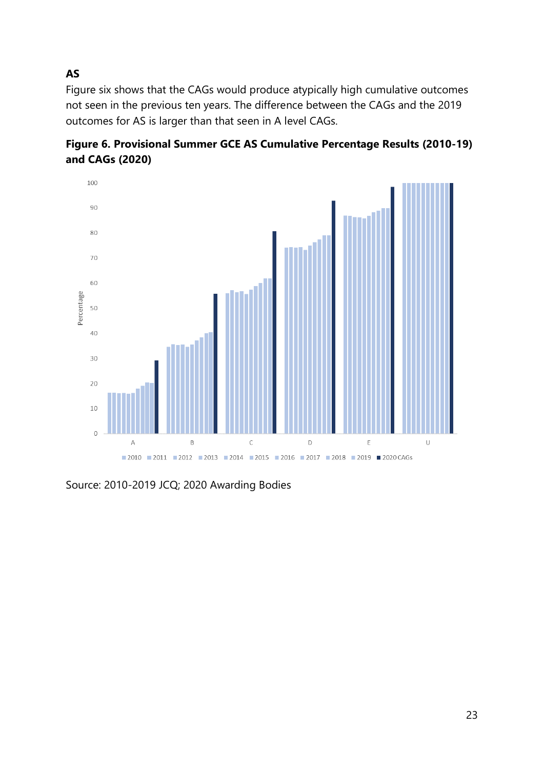**AS**

Figure six shows that the CAGs would produce atypically high cumulative outcomes not seen in the previous ten years. The difference between the CAGs and the 2019 outcomes for AS is larger than that seen in A level CAGs.

**Figure 6. Provisional Summer GCE AS Cumulative Percentage Results (2010-19) and CAGs (2020)**

Source: 2010-2019 JCQ; 2020 Awarding Bodies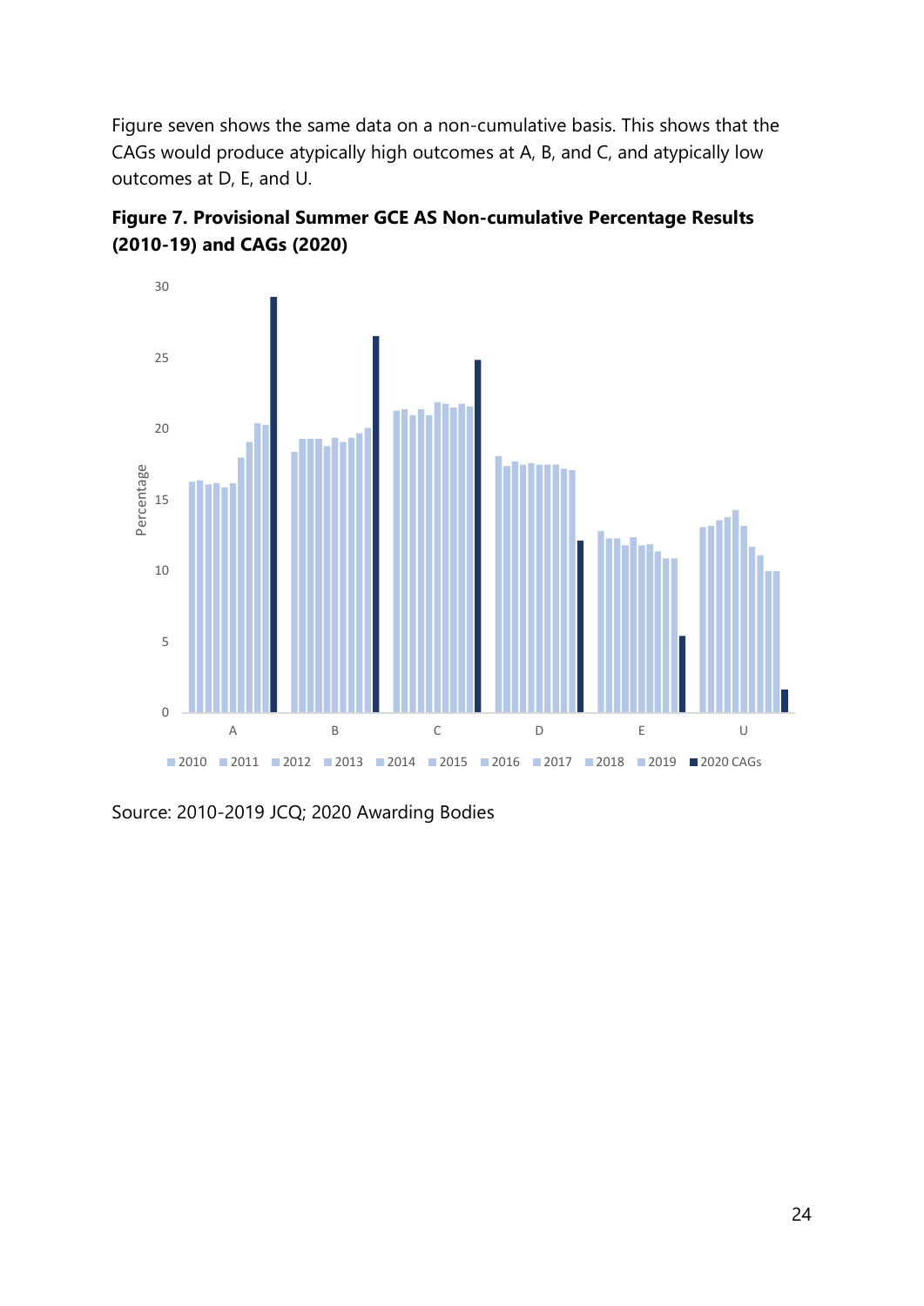Figure seven shows the same data on a non-cumulative basis. This shows that the CAGs would produce atypically high outcomes at A, B, and C, and atypically low outcomes at D, E, and U.

**Figure 7. Provisional Summer GCE AS Non-cumulative Percentage Results (2010-19) and CAGs (2020)**

Source: 2010-2019 JCQ; 2020 Awarding Bodies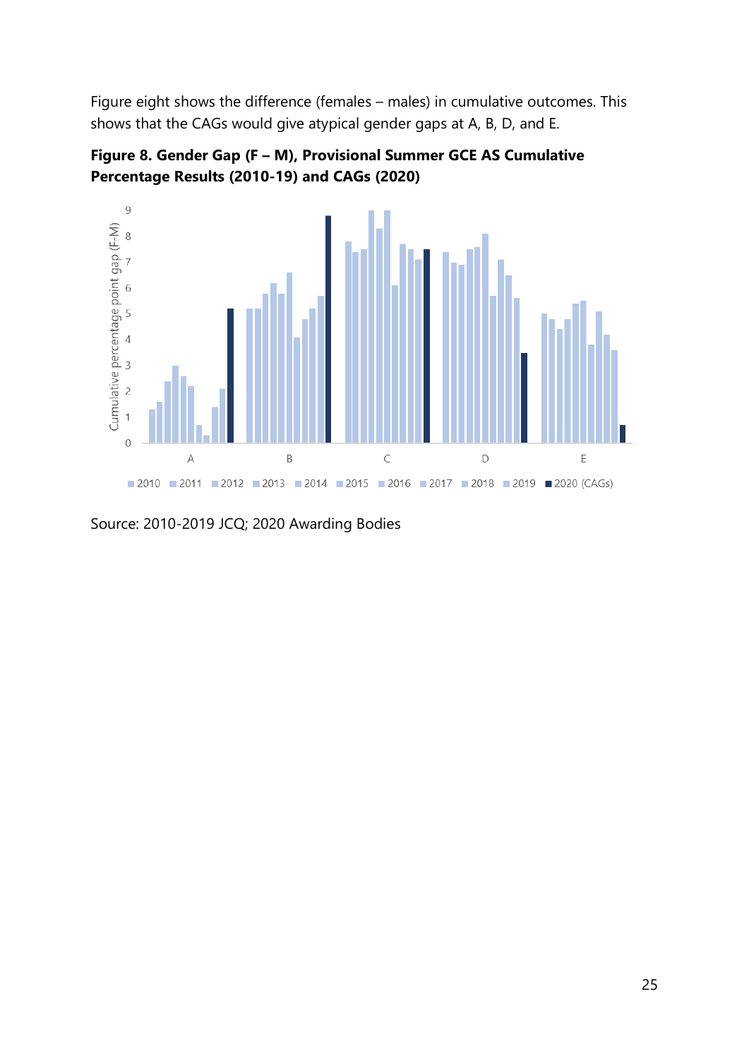Figure eight shows the difference (females – males) in cumulative outcomes. This shows that the CAGs would give atypical gender gaps at A, B, D, and E.

**Figure 8. Gender Gap (F – M), Provisional Summer GCE AS Cumulative Percentage Results (2010-19) and CAGs (2020)**

Source: 2010-2019 JCQ; 2020 Awarding Bodies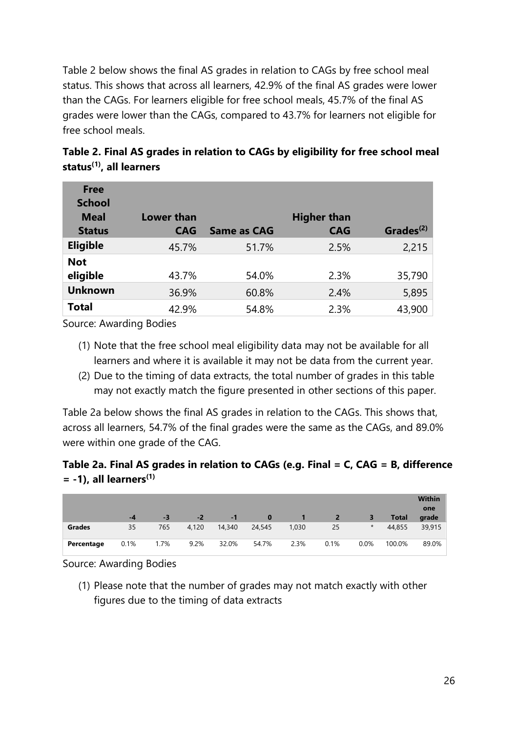Table 2 below shows the final AS grades in relation to CAGs by free school meal status. This shows that across all learners, 42.9% of the final AS grades were lower than the CAGs. For learners eligible for free school meals, 45.7% of the final AS grades were lower than the CAGs, compared to 43.7% for learners not eligible for free school meals.

**Table 2. Final AS grades in relation to CAGs by eligibility for free school meal status(1), all learners**

| Free School Meal Status | Lower than CAG | Same as CAG | Higher than CAG | Grades(2) |
|---|---|---|---|---|
| **Eligible** | 45.7% | 51.7% | 2.5% | 2,215 |
| **Not eligible** | 43.7% | 54.0% | 2.3% | 35,790 |
| **Unknown** | 36.9% | 60.8% | 2.4% | 5,895 |
| **Total** | 42.9% | 54.8% | 2.3% | 43,900 |

Source: Awarding Bodies

(1) Note that the free school meal eligibility data may not be available for all learners and where it is available it may not be data from the current year.
(2) Due to the timing of data extracts, the total number of grades in this table may not exactly match the figure presented in other sections of this paper.

Table 2a below shows the final AS grades in relation to the CAGs. This shows that, across all learners, 54.7% of the final grades were the same as the CAGs, and 89.0% were within one grade of the CAG.

**Table 2a. Final AS grades in relation to CAGs (e.g. Final = C, CAG = B, difference = -1), all learners(1)**

| | -4 | -3 | -2 | -1 | 0 | 1 | 2 | 3 | Total | Within one grade |
|---|---|---|---|---|---|---|---|---|---|---|
| **Grades** | 35 | 765 | 4,120 | 14,340 | 24,545 | 1,030 | 25 | * | 44,855 | 39,915 |
| **Percentage** | 0.1% | 1.7% | 9.2% | 32.0% | 54.7% | 2.3% | 0.1% | 0.0% | 100.0% | 89.0% |

Source: Awarding Bodies

(1) Please note that the number of grades may not match exactly with other figures due to the timing of data extracts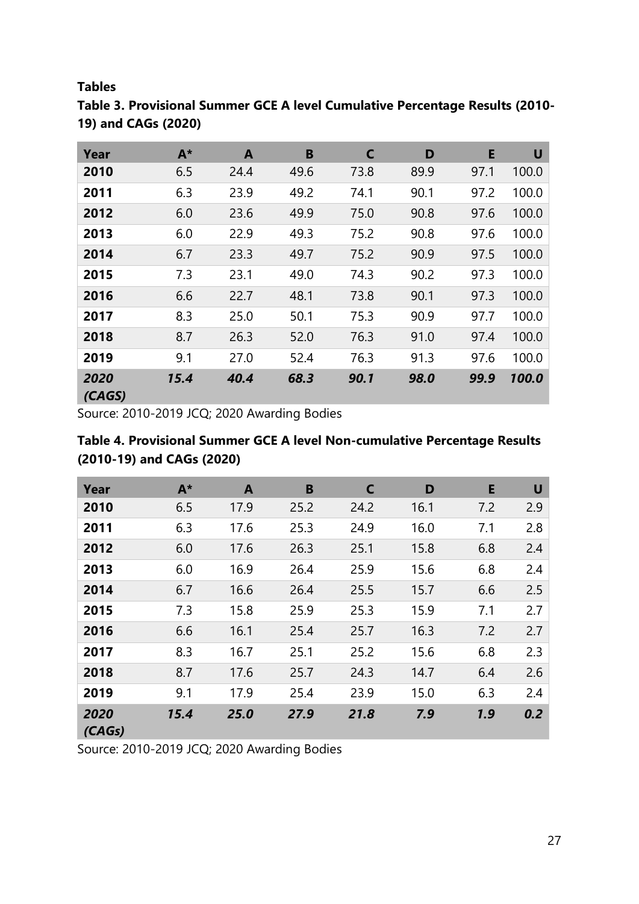## Tables

### Table 3. Provisional Summer GCE A level Cumulative Percentage Results (2010-19) and CAGs (2020)

| Year | A* | A | B | C | D | E | U |
|---|---|---|---|---|---|---|---|
| **2010** | 6.5 | 24.4 | 49.6 | 73.8 | 89.9 | 97.1 | 100.0 |
| **2011** | 6.3 | 23.9 | 49.2 | 74.1 | 90.1 | 97.2 | 100.0 |
| **2012** | 6.0 | 23.6 | 49.9 | 75.0 | 90.8 | 97.6 | 100.0 |
| **2013** | 6.0 | 22.9 | 49.3 | 75.2 | 90.8 | 97.6 | 100.0 |
| **2014** | 6.7 | 23.3 | 49.7 | 75.2 | 90.9 | 97.5 | 100.0 |
| **2015** | 7.3 | 23.1 | 49.0 | 74.3 | 90.2 | 97.3 | 100.0 |
| **2016** | 6.6 | 22.7 | 48.1 | 73.8 | 90.1 | 97.3 | 100.0 |
| **2017** | 8.3 | 25.0 | 50.1 | 75.3 | 90.9 | 97.7 | 100.0 |
| **2018** | 8.7 | 26.3 | 52.0 | 76.3 | 91.0 | 97.4 | 100.0 |
| **2019** | 9.1 | 27.0 | 52.4 | 76.3 | 91.3 | 97.6 | 100.0 |
| ***2020 (CAGS)*** | ***15.4*** | ***40.4*** | ***68.3*** | ***90.1*** | ***98.0*** | ***99.9*** | ***100.0*** |

Source: 2010-2019 JCQ; 2020 Awarding Bodies

### Table 4. Provisional Summer GCE A level Non-cumulative Percentage Results (2010-19) and CAGs (2020)

| Year | A* | A | B | C | D | E | U |
|---|---|---|---|---|---|---|---|
| **2010** | 6.5 | 17.9 | 25.2 | 24.2 | 16.1 | 7.2 | 2.9 |
| **2011** | 6.3 | 17.6 | 25.3 | 24.9 | 16.0 | 7.1 | 2.8 |
| **2012** | 6.0 | 17.6 | 26.3 | 25.1 | 15.8 | 6.8 | 2.4 |
| **2013** | 6.0 | 16.9 | 26.4 | 25.9 | 15.6 | 6.8 | 2.4 |
| **2014** | 6.7 | 16.6 | 26.4 | 25.5 | 15.7 | 6.6 | 2.5 |
| **2015** | 7.3 | 15.8 | 25.9 | 25.3 | 15.9 | 7.1 | 2.7 |
| **2016** | 6.6 | 16.1 | 25.4 | 25.7 | 16.3 | 7.2 | 2.7 |
| **2017** | 8.3 | 16.7 | 25.1 | 25.2 | 15.6 | 6.8 | 2.3 |
| **2018** | 8.7 | 17.6 | 25.7 | 24.3 | 14.7 | 6.4 | 2.6 |
| **2019** | 9.1 | 17.9 | 25.4 | 23.9 | 15.0 | 6.3 | 2.4 |
| ***2020 (CAGs)*** | ***15.4*** | ***25.0*** | ***27.9*** | ***21.8*** | ***7.9*** | ***1.9*** | ***0.2*** |

Source: 2010-2019 JCQ; 2020 Awarding Bodies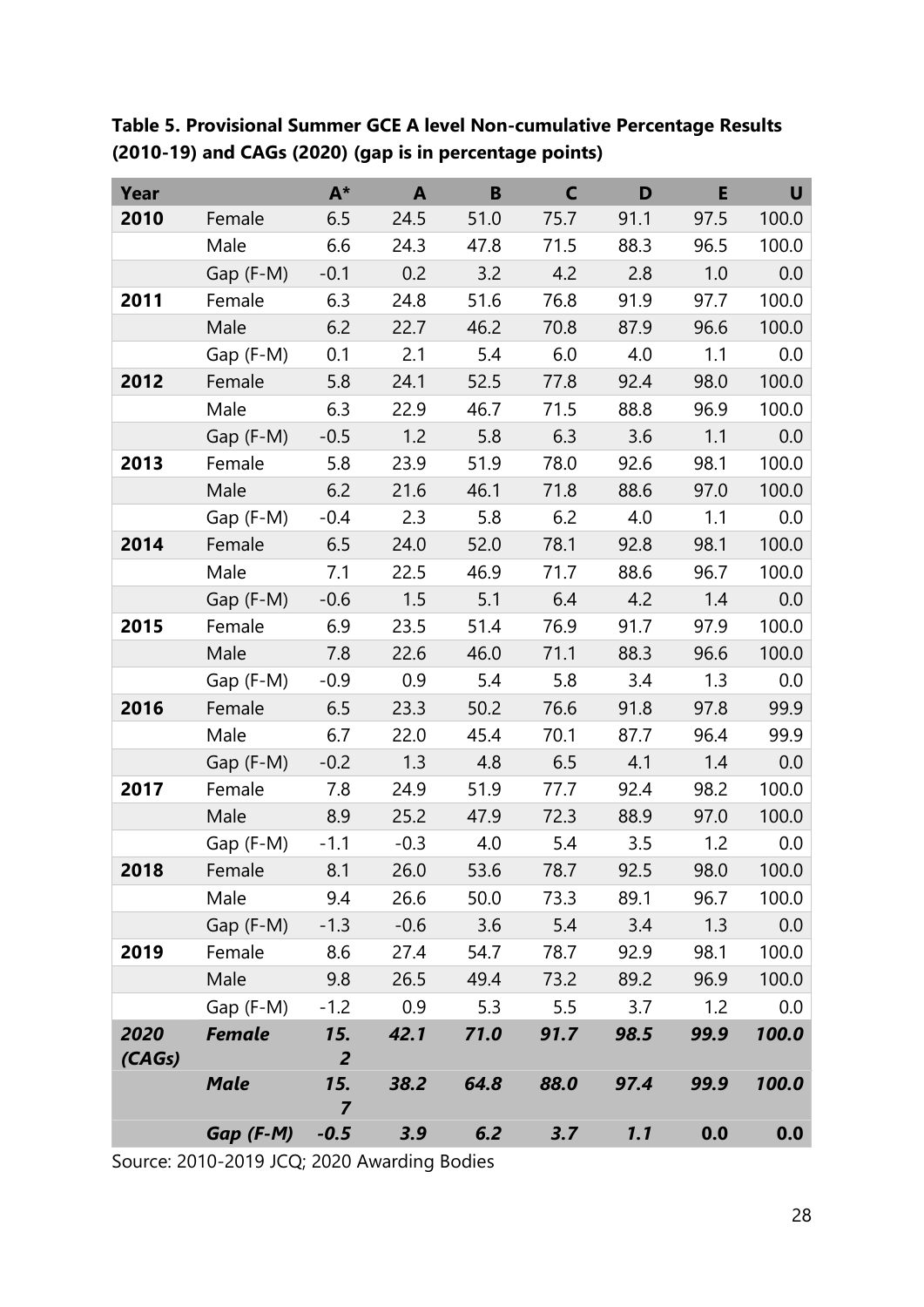**Table 5. Provisional Summer GCE A level Non-cumulative Percentage Results (2010-19) and CAGs (2020) (gap is in percentage points)**

| Year | | A* | A | B | C | D | E | U |
|---|---|---|---|---|---|---|---|---|
| **2010** | Female | 6.5 | 24.5 | 51.0 | 75.7 | 91.1 | 97.5 | 100.0 |
| | Male | 6.6 | 24.3 | 47.8 | 71.5 | 88.3 | 96.5 | 100.0 |
| | Gap (F-M) | -0.1 | 0.2 | 3.2 | 4.2 | 2.8 | 1.0 | 0.0 |
| **2011** | Female | 6.3 | 24.8 | 51.6 | 76.8 | 91.9 | 97.7 | 100.0 |
| | Male | 6.2 | 22.7 | 46.2 | 70.8 | 87.9 | 96.6 | 100.0 |
| | Gap (F-M) | 0.1 | 2.1 | 5.4 | 6.0 | 4.0 | 1.1 | 0.0 |
| **2012** | Female | 5.8 | 24.1 | 52.5 | 77.8 | 92.4 | 98.0 | 100.0 |
| | Male | 6.3 | 22.9 | 46.7 | 71.5 | 88.8 | 96.9 | 100.0 |
| | Gap (F-M) | -0.5 | 1.2 | 5.8 | 6.3 | 3.6 | 1.1 | 0.0 |
| **2013** | Female | 5.8 | 23.9 | 51.9 | 78.0 | 92.6 | 98.1 | 100.0 |
| | Male | 6.2 | 21.6 | 46.1 | 71.8 | 88.6 | 97.0 | 100.0 |
| | Gap (F-M) | -0.4 | 2.3 | 5.8 | 6.2 | 4.0 | 1.1 | 0.0 |
| **2014** | Female | 6.5 | 24.0 | 52.0 | 78.1 | 92.8 | 98.1 | 100.0 |
| | Male | 7.1 | 22.5 | 46.9 | 71.7 | 88.6 | 96.7 | 100.0 |
| | Gap (F-M) | -0.6 | 1.5 | 5.1 | 6.4 | 4.2 | 1.4 | 0.0 |
| **2015** | Female | 6.9 | 23.5 | 51.4 | 76.9 | 91.7 | 97.9 | 100.0 |
| | Male | 7.8 | 22.6 | 46.0 | 71.1 | 88.3 | 96.6 | 100.0 |
| | Gap (F-M) | -0.9 | 0.9 | 5.4 | 5.8 | 3.4 | 1.3 | 0.0 |
| **2016** | Female | 6.5 | 23.3 | 50.2 | 76.6 | 91.8 | 97.8 | 99.9 |
| | Male | 6.7 | 22.0 | 45.4 | 70.1 | 87.7 | 96.4 | 99.9 |
| | Gap (F-M) | -0.2 | 1.3 | 4.8 | 6.5 | 4.1 | 1.4 | 0.0 |
| **2017** | Female | 7.8 | 24.9 | 51.9 | 77.7 | 92.4 | 98.2 | 100.0 |
| | Male | 8.9 | 25.2 | 47.9 | 72.3 | 88.9 | 97.0 | 100.0 |
| | Gap (F-M) | -1.1 | -0.3 | 4.0 | 5.4 | 3.5 | 1.2 | 0.0 |
| **2018** | Female | 8.1 | 26.0 | 53.6 | 78.7 | 92.5 | 98.0 | 100.0 |
| | Male | 9.4 | 26.6 | 50.0 | 73.3 | 89.1 | 96.7 | 100.0 |
| | Gap (F-M) | -1.3 | -0.6 | 3.6 | 5.4 | 3.4 | 1.3 | 0.0 |
| **2019** | Female | 8.6 | 27.4 | 54.7 | 78.7 | 92.9 | 98.1 | 100.0 |
| | Male | 9.8 | 26.5 | 49.4 | 73.2 | 89.2 | 96.9 | 100.0 |
| | Gap (F-M) | -1.2 | 0.9 | 5.3 | 5.5 | 3.7 | 1.2 | 0.0 |
| ***2020 (CAGs)*** | ***Female*** | ***15.2*** | ***42.1*** | ***71.0*** | ***91.7*** | ***98.5*** | ***99.9*** | ***100.0*** |
| | ***Male*** | ***15.7*** | ***38.2*** | ***64.8*** | ***88.0*** | ***97.4*** | ***99.9*** | ***100.0*** |
| | ***Gap (F-M)*** | ***-0.5*** | ***3.9*** | ***6.2*** | ***3.7*** | ***1.1*** | **0.0** | **0.0** |

Source: 2010-2019 JCQ; 2020 Awarding Bodies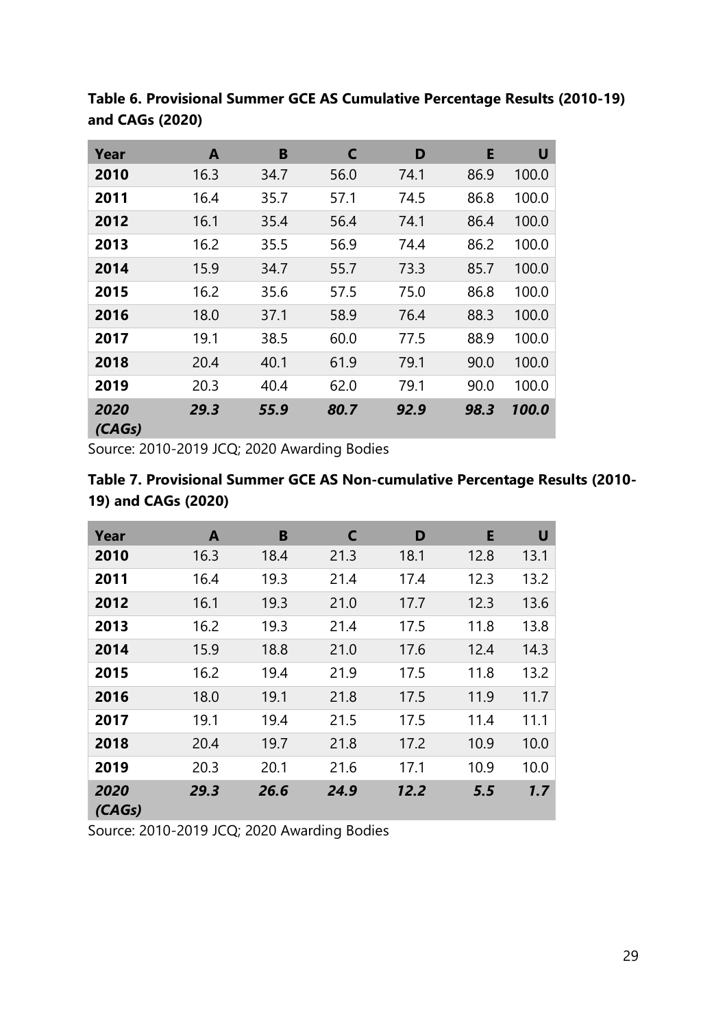**Table 6. Provisional Summer GCE AS Cumulative Percentage Results (2010-19) and CAGs (2020)**

| Year | A | B | C | D | E | U |
|---|---|---|---|---|---|---|
| **2010** | 16.3 | 34.7 | 56.0 | 74.1 | 86.9 | 100.0 |
| **2011** | 16.4 | 35.7 | 57.1 | 74.5 | 86.8 | 100.0 |
| **2012** | 16.1 | 35.4 | 56.4 | 74.1 | 86.4 | 100.0 |
| **2013** | 16.2 | 35.5 | 56.9 | 74.4 | 86.2 | 100.0 |
| **2014** | 15.9 | 34.7 | 55.7 | 73.3 | 85.7 | 100.0 |
| **2015** | 16.2 | 35.6 | 57.5 | 75.0 | 86.8 | 100.0 |
| **2016** | 18.0 | 37.1 | 58.9 | 76.4 | 88.3 | 100.0 |
| **2017** | 19.1 | 38.5 | 60.0 | 77.5 | 88.9 | 100.0 |
| **2018** | 20.4 | 40.1 | 61.9 | 79.1 | 90.0 | 100.0 |
| **2019** | 20.3 | 40.4 | 62.0 | 79.1 | 90.0 | 100.0 |
| ***2020 (CAGs)*** | ***29.3*** | ***55.9*** | ***80.7*** | ***92.9*** | ***98.3*** | ***100.0*** |

Source: 2010-2019 JCQ; 2020 Awarding Bodies

**Table 7. Provisional Summer GCE AS Non-cumulative Percentage Results (2010-19) and CAGs (2020)**

| Year | A | B | C | D | E | U |
|---|---|---|---|---|---|---|
| **2010** | 16.3 | 18.4 | 21.3 | 18.1 | 12.8 | 13.1 |
| **2011** | 16.4 | 19.3 | 21.4 | 17.4 | 12.3 | 13.2 |
| **2012** | 16.1 | 19.3 | 21.0 | 17.7 | 12.3 | 13.6 |
| **2013** | 16.2 | 19.3 | 21.4 | 17.5 | 11.8 | 13.8 |
| **2014** | 15.9 | 18.8 | 21.0 | 17.6 | 12.4 | 14.3 |
| **2015** | 16.2 | 19.4 | 21.9 | 17.5 | 11.8 | 13.2 |
| **2016** | 18.0 | 19.1 | 21.8 | 17.5 | 11.9 | 11.7 |
| **2017** | 19.1 | 19.4 | 21.5 | 17.5 | 11.4 | 11.1 |
| **2018** | 20.4 | 19.7 | 21.8 | 17.2 | 10.9 | 10.0 |
| **2019** | 20.3 | 20.1 | 21.6 | 17.1 | 10.9 | 10.0 |
| ***2020 (CAGs)*** | ***29.3*** | ***26.6*** | ***24.9*** | ***12.2*** | ***5.5*** | ***1.7*** |

Source: 2010-2019 JCQ; 2020 Awarding Bodies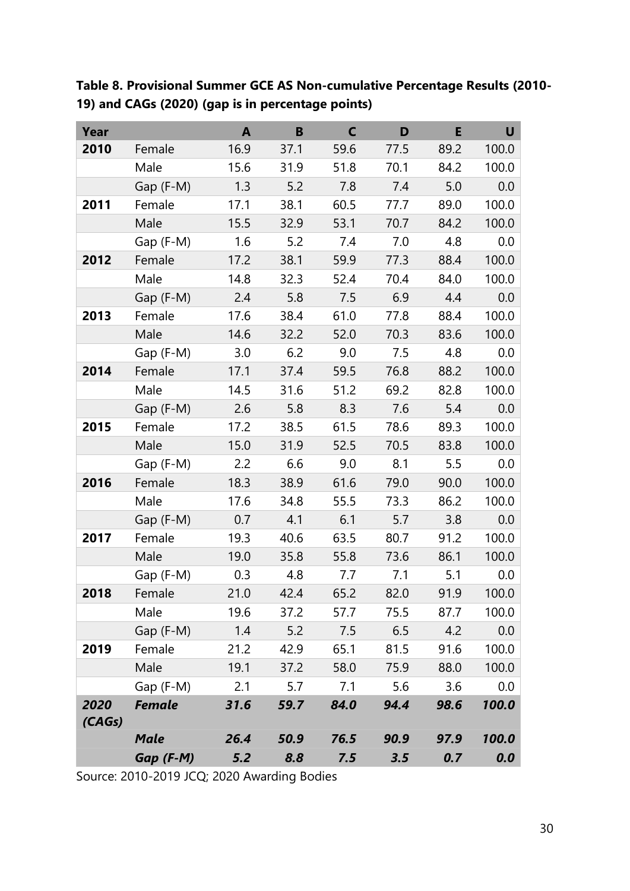**Table 8. Provisional Summer GCE AS Non-cumulative Percentage Results (2010-19) and CAGs (2020) (gap is in percentage points)**

| Year | | A | B | C | D | E | U |
|---|---|---|---|---|---|---|---|
| **2010** | Female | 16.9 | 37.1 | 59.6 | 77.5 | 89.2 | 100.0 |
| | Male | 15.6 | 31.9 | 51.8 | 70.1 | 84.2 | 100.0 |
| | Gap (F-M) | 1.3 | 5.2 | 7.8 | 7.4 | 5.0 | 0.0 |
| **2011** | Female | 17.1 | 38.1 | 60.5 | 77.7 | 89.0 | 100.0 |
| | Male | 15.5 | 32.9 | 53.1 | 70.7 | 84.2 | 100.0 |
| | Gap (F-M) | 1.6 | 5.2 | 7.4 | 7.0 | 4.8 | 0.0 |
| **2012** | Female | 17.2 | 38.1 | 59.9 | 77.3 | 88.4 | 100.0 |
| | Male | 14.8 | 32.3 | 52.4 | 70.4 | 84.0 | 100.0 |
| | Gap (F-M) | 2.4 | 5.8 | 7.5 | 6.9 | 4.4 | 0.0 |
| **2013** | Female | 17.6 | 38.4 | 61.0 | 77.8 | 88.4 | 100.0 |
| | Male | 14.6 | 32.2 | 52.0 | 70.3 | 83.6 | 100.0 |
| | Gap (F-M) | 3.0 | 6.2 | 9.0 | 7.5 | 4.8 | 0.0 |
| **2014** | Female | 17.1 | 37.4 | 59.5 | 76.8 | 88.2 | 100.0 |
| | Male | 14.5 | 31.6 | 51.2 | 69.2 | 82.8 | 100.0 |
| | Gap (F-M) | 2.6 | 5.8 | 8.3 | 7.6 | 5.4 | 0.0 |
| **2015** | Female | 17.2 | 38.5 | 61.5 | 78.6 | 89.3 | 100.0 |
| | Male | 15.0 | 31.9 | 52.5 | 70.5 | 83.8 | 100.0 |
| | Gap (F-M) | 2.2 | 6.6 | 9.0 | 8.1 | 5.5 | 0.0 |
| **2016** | Female | 18.3 | 38.9 | 61.6 | 79.0 | 90.0 | 100.0 |
| | Male | 17.6 | 34.8 | 55.5 | 73.3 | 86.2 | 100.0 |
| | Gap (F-M) | 0.7 | 4.1 | 6.1 | 5.7 | 3.8 | 0.0 |
| **2017** | Female | 19.3 | 40.6 | 63.5 | 80.7 | 91.2 | 100.0 |
| | Male | 19.0 | 35.8 | 55.8 | 73.6 | 86.1 | 100.0 |
| | Gap (F-M) | 0.3 | 4.8 | 7.7 | 7.1 | 5.1 | 0.0 |
| **2018** | Female | 21.0 | 42.4 | 65.2 | 82.0 | 91.9 | 100.0 |
| | Male | 19.6 | 37.2 | 57.7 | 75.5 | 87.7 | 100.0 |
| | Gap (F-M) | 1.4 | 5.2 | 7.5 | 6.5 | 4.2 | 0.0 |
| **2019** | Female | 21.2 | 42.9 | 65.1 | 81.5 | 91.6 | 100.0 |
| | Male | 19.1 | 37.2 | 58.0 | 75.9 | 88.0 | 100.0 |
| | Gap (F-M) | 2.1 | 5.7 | 7.1 | 5.6 | 3.6 | 0.0 |
| ***2020 (CAGs)*** | ***Female*** | ***31.6*** | ***59.7*** | ***84.0*** | ***94.4*** | ***98.6*** | ***100.0*** |
| | ***Male*** | ***26.4*** | ***50.9*** | ***76.5*** | ***90.9*** | ***97.9*** | ***100.0*** |
| | ***Gap (F-M)*** | ***5.2*** | ***8.8*** | ***7.5*** | ***3.5*** | ***0.7*** | ***0.0*** |

Source: 2010-2019 JCQ; 2020 Awarding Bodies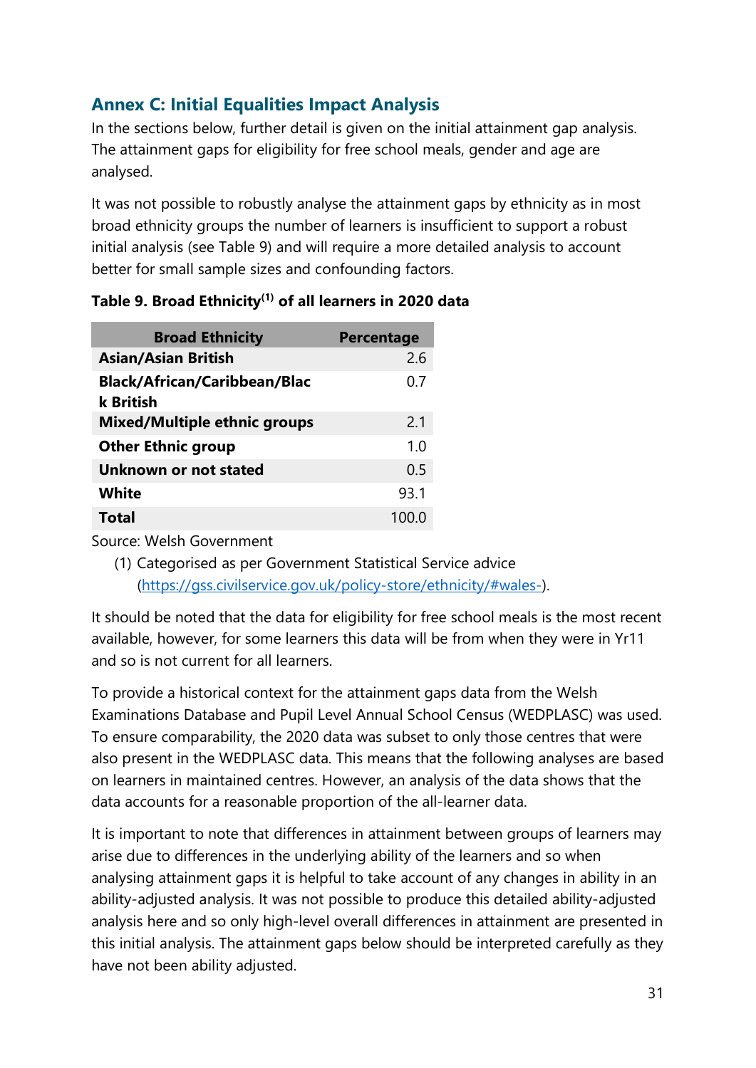## Annex C: Initial Equalities Impact Analysis

In the sections below, further detail is given on the initial attainment gap analysis. The attainment gaps for eligibility for free school meals, gender and age are analysed.

It was not possible to robustly analyse the attainment gaps by ethnicity as in most broad ethnicity groups the number of learners is insufficient to support a robust initial analysis (see Table 9) and will require a more detailed analysis to account better for small sample sizes and confounding factors.

**Table 9. Broad Ethnicity[1] of all learners in 2020 data**

| Broad Ethnicity | Percentage |
|---|---|
| **Asian/Asian British** | 2.6 |
| **Black/African/Caribbean/Black British** | 0.7 |
| **Mixed/Multiple ethnic groups** | 2.1 |
| **Other Ethnic group** | 1.0 |
| **Unknown or not stated** | 0.5 |
| **White** | 93.1 |
| **Total** | 100.0 |

Source: Welsh Government

(1) Categorised as per Government Statistical Service advice (https://gss.civilservice.gov.uk/policy-store/ethnicity/#wales-).

It should be noted that the data for eligibility for free school meals is the most recent available, however, for some learners this data will be from when they were in Yr11 and so is not current for all learners.

To provide a historical context for the attainment gaps data from the Welsh Examinations Database and Pupil Level Annual School Census (WEDPLASC) was used. To ensure comparability, the 2020 data was subset to only those centres that were also present in the WEDPLASC data. This means that the following analyses are based on learners in maintained centres. However, an analysis of the data shows that the data accounts for a reasonable proportion of the all-learner data.

It is important to note that differences in attainment between groups of learners may arise due to differences in the underlying ability of the learners and so when analysing attainment gaps it is helpful to take account of any changes in ability in an ability-adjusted analysis. It was not possible to produce this detailed ability-adjusted analysis here and so only high-level overall differences in attainment are presented in this initial analysis. The attainment gaps below should be interpreted carefully as they have not been ability adjusted.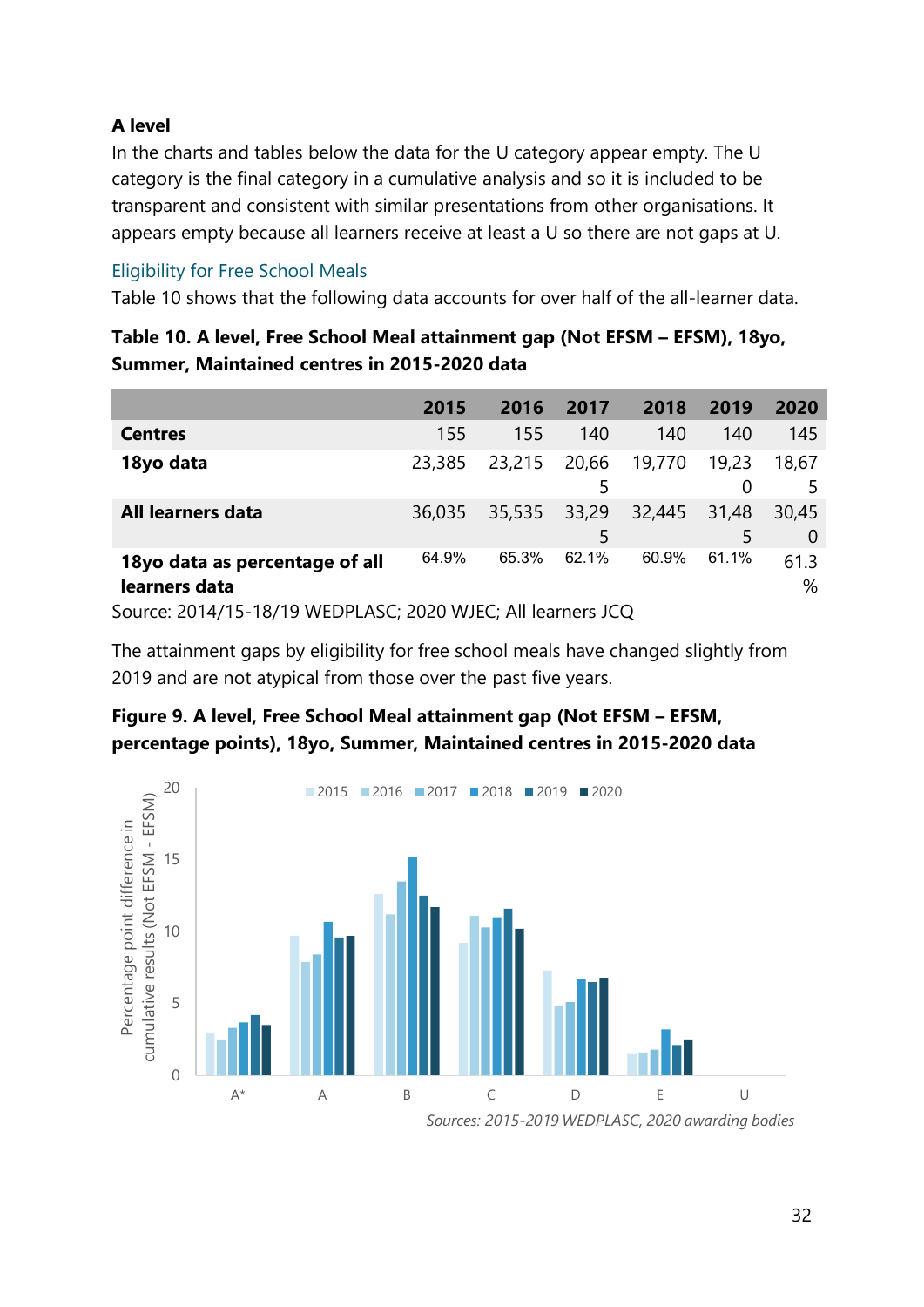### A level

In the charts and tables below the data for the U category appear empty. The U category is the final category in a cumulative analysis and so it is included to be transparent and consistent with similar presentations from other organisations. It appears empty because all learners receive at least a U so there are not gaps at U.

#### Eligibility for Free School Meals

Table 10 shows that the following data accounts for over half of the all-learner data.

**Table 10. A level, Free School Meal attainment gap (Not EFSM – EFSM), 18yo, Summer, Maintained centres in 2015-2020 data**

| | 2015 | 2016 | 2017 | 2018 | 2019 | 2020 |
|---|---|---|---|---|---|---|
| **Centres** | 155 | 155 | 140 | 140 | 140 | 145 |
| **18yo data** | 23,385 | 23,215 | 20,665 | 19,770 | 19,230 | 18,675 |
| **All learners data** | 36,035 | 35,535 | 33,295 | 32,445 | 31,485 | 30,450 |
| **18yo data as percentage of all learners data** | 64.9% | 65.3% | 62.1% | 60.9% | 61.1% | 61.3% |

Source: 2014/15-18/19 WEDPLASC; 2020 WJEC; All learners JCQ

The attainment gaps by eligibility for free school meals have changed slightly from 2019 and are not atypical from those over the past five years.

**Figure 9. A level, Free School Meal attainment gap (Not EFSM – EFSM, percentage points), 18yo, Summer, Maintained centres in 2015-2020 data**

*Sources: 2015-2019 WEDPLASC, 2020 awarding bodies*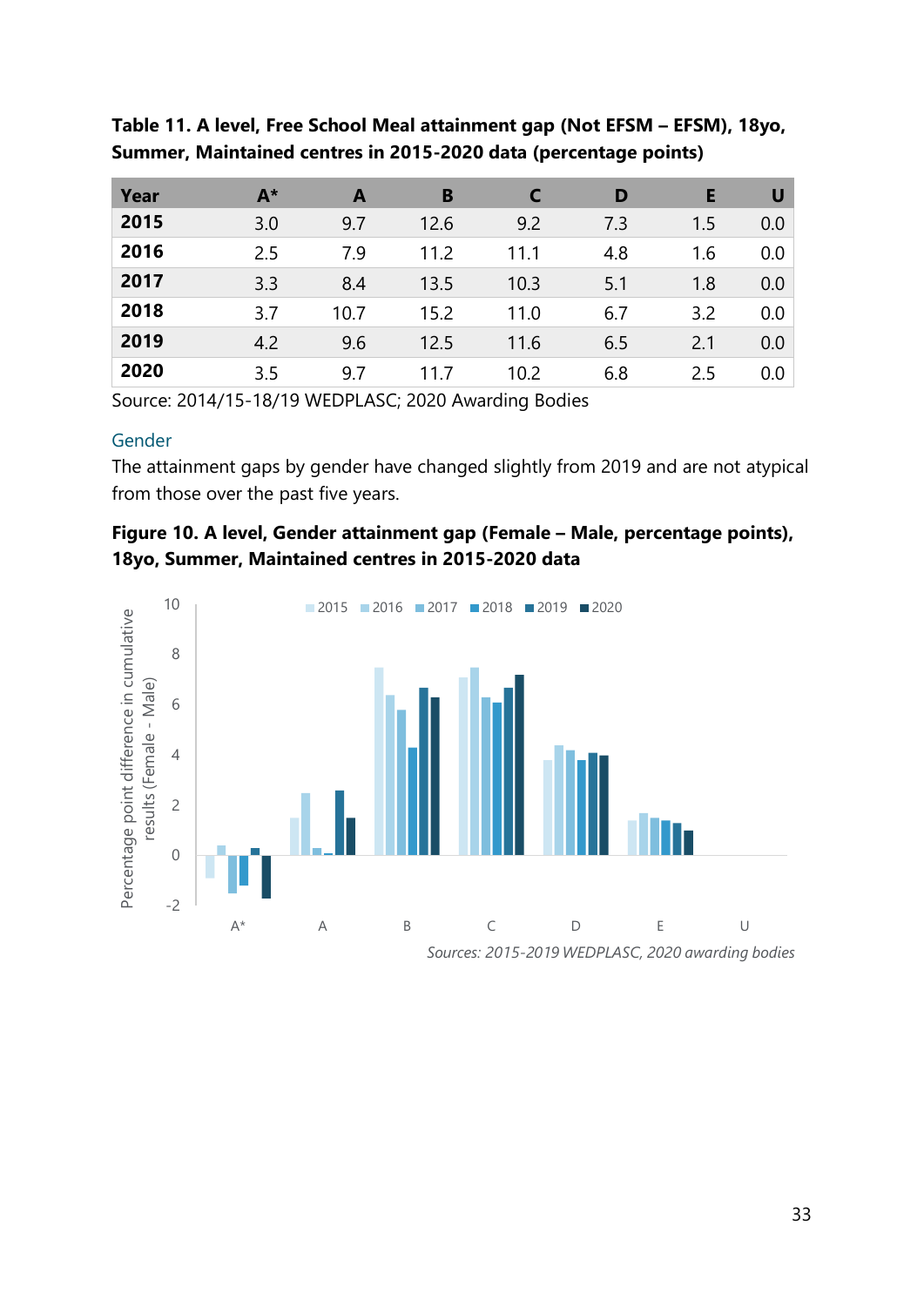**Table 11. A level, Free School Meal attainment gap (Not EFSM – EFSM), 18yo, Summer, Maintained centres in 2015-2020 data (percentage points)**

| Year | A* | A | B | C | D | E | U |
|---|---|---|---|---|---|---|---|
| **2015** | 3.0 | 9.7 | 12.6 | 9.2 | 7.3 | 1.5 | 0.0 |
| **2016** | 2.5 | 7.9 | 11.2 | 11.1 | 4.8 | 1.6 | 0.0 |
| **2017** | 3.3 | 8.4 | 13.5 | 10.3 | 5.1 | 1.8 | 0.0 |
| **2018** | 3.7 | 10.7 | 15.2 | 11.0 | 6.7 | 3.2 | 0.0 |
| **2019** | 4.2 | 9.6 | 12.5 | 11.6 | 6.5 | 2.1 | 0.0 |
| **2020** | 3.5 | 9.7 | 11.7 | 10.2 | 6.8 | 2.5 | 0.0 |

Source: 2014/15-18/19 WEDPLASC; 2020 Awarding Bodies

### Gender

The attainment gaps by gender have changed slightly from 2019 and are not atypical from those over the past five years.

**Figure 10. A level, Gender attainment gap (Female – Male, percentage points), 18yo, Summer, Maintained centres in 2015-2020 data**

*Sources: 2015-2019 WEDPLASC, 2020 awarding bodies*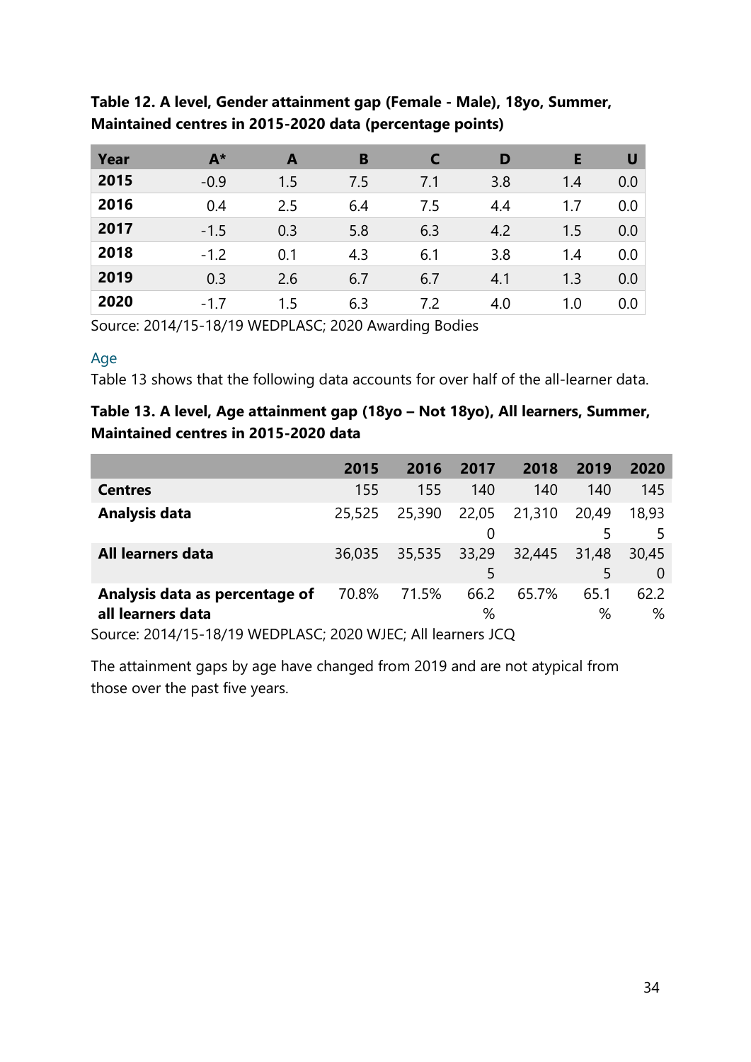**Table 12. A level, Gender attainment gap (Female - Male), 18yo, Summer, Maintained centres in 2015-2020 data (percentage points)**

| Year | A* | A | B | C | D | E | U |
|---|---|---|---|---|---|---|---|
| **2015** | -0.9 | 1.5 | 7.5 | 7.1 | 3.8 | 1.4 | 0.0 |
| **2016** | 0.4 | 2.5 | 6.4 | 7.5 | 4.4 | 1.7 | 0.0 |
| **2017** | -1.5 | 0.3 | 5.8 | 6.3 | 4.2 | 1.5 | 0.0 |
| **2018** | -1.2 | 0.1 | 4.3 | 6.1 | 3.8 | 1.4 | 0.0 |
| **2019** | 0.3 | 2.6 | 6.7 | 6.7 | 4.1 | 1.3 | 0.0 |
| **2020** | -1.7 | 1.5 | 6.3 | 7.2 | 4.0 | 1.0 | 0.0 |

Source: 2014/15-18/19 WEDPLASC; 2020 Awarding Bodies

### Age

Table 13 shows that the following data accounts for over half of the all-learner data.

**Table 13. A level, Age attainment gap (18yo – Not 18yo), All learners, Summer, Maintained centres in 2015-2020 data**

| | 2015 | 2016 | 2017 | 2018 | 2019 | 2020 |
|---|---|---|---|---|---|---|
| **Centres** | 155 | 155 | 140 | 140 | 140 | 145 |
| **Analysis data** | 25,525 | 25,390 | 22,050 | 21,310 | 20,495 | 18,935 |
| **All learners data** | 36,035 | 35,535 | 33,295 | 32,445 | 31,485 | 30,450 |
| **Analysis data as percentage of all learners data** | 70.8% | 71.5% | 66.2% | 65.7% | 65.1% | 62.2% |

Source: 2014/15-18/19 WEDPLASC; 2020 WJEC; All learners JCQ

The attainment gaps by age have changed from 2019 and are not atypical from those over the past five years.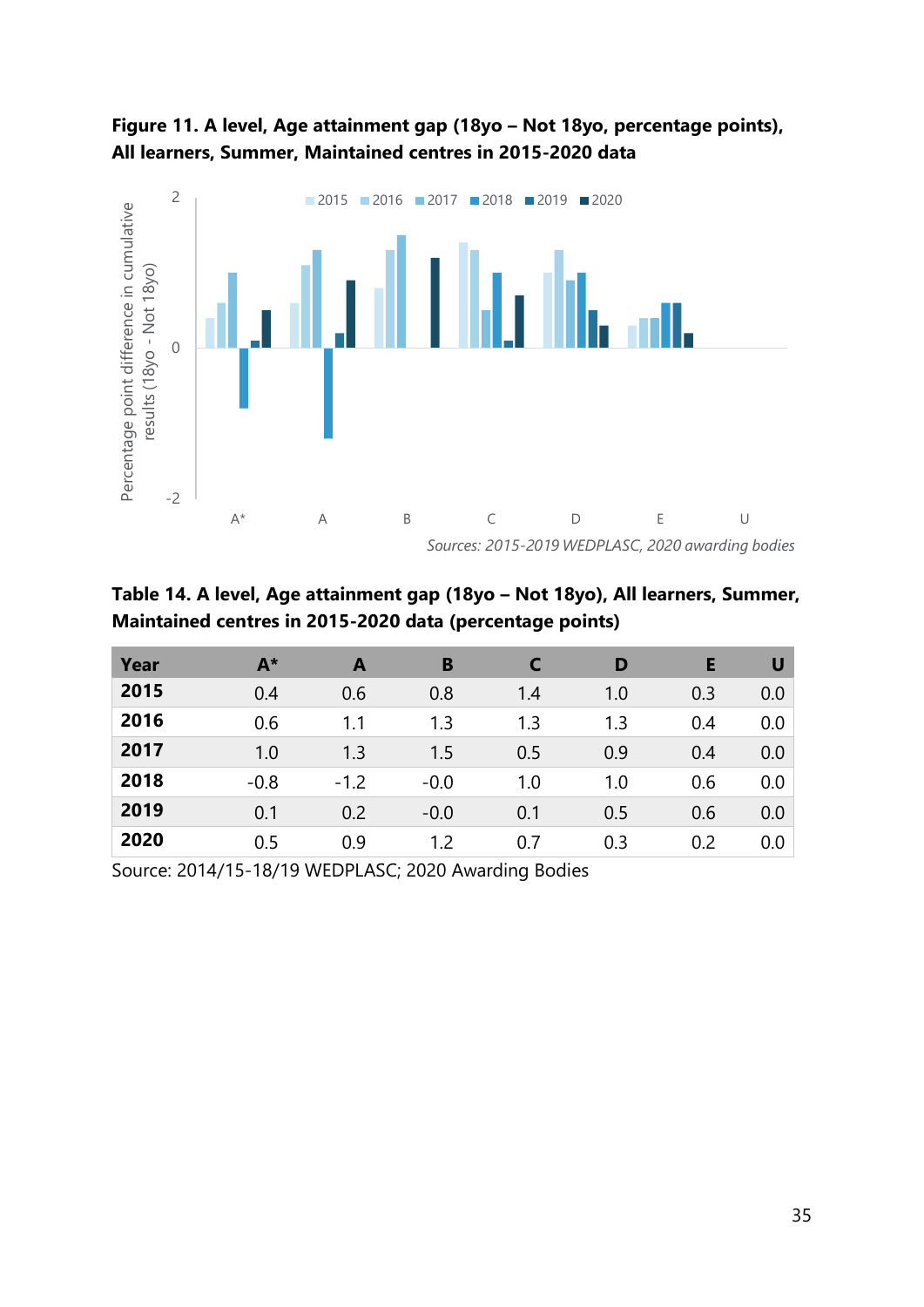**Figure 11. A level, Age attainment gap (18yo – Not 18yo, percentage points), All learners, Summer, Maintained centres in 2015-2020 data**

*Sources: 2015-2019 WEDPLASC, 2020 awarding bodies*

**Table 14. A level, Age attainment gap (18yo – Not 18yo), All learners, Summer, Maintained centres in 2015-2020 data (percentage points)**

| Year | A* | A | B | C | D | E | U |
|---|---|---|---|---|---|---|---|
| **2015** | 0.4 | 0.6 | 0.8 | 1.4 | 1.0 | 0.3 | 0.0 |
| **2016** | 0.6 | 1.1 | 1.3 | 1.3 | 1.3 | 0.4 | 0.0 |
| **2017** | 1.0 | 1.3 | 1.5 | 0.5 | 0.9 | 0.4 | 0.0 |
| **2018** | -0.8 | -1.2 | -0.0 | 1.0 | 1.0 | 0.6 | 0.0 |
| **2019** | 0.1 | 0.2 | -0.0 | 0.1 | 0.5 | 0.6 | 0.0 |
| **2020** | 0.5 | 0.9 | 1.2 | 0.7 | 0.3 | 0.2 | 0.0 |

Source: 2014/15-18/19 WEDPLASC; 2020 Awarding Bodies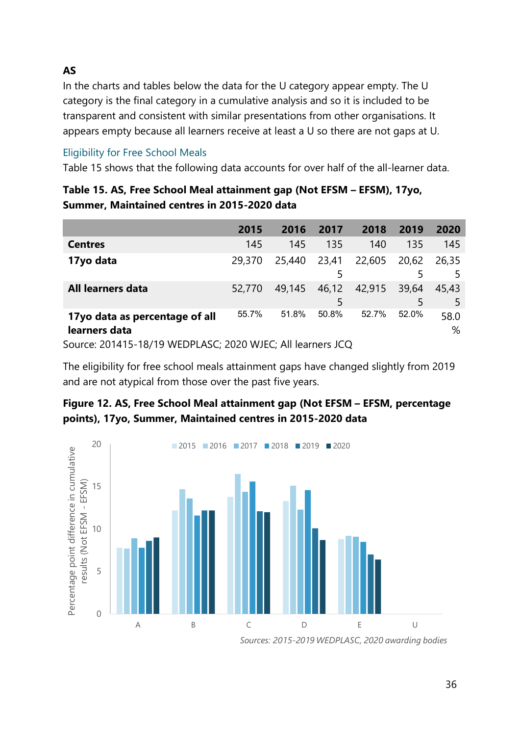### AS

In the charts and tables below the data for the U category appear empty. The U category is the final category in a cumulative analysis and so it is included to be transparent and consistent with similar presentations from other organisations. It appears empty because all learners receive at least a U so there are not gaps at U.

#### Eligibility for Free School Meals

Table 15 shows that the following data accounts for over half of the all-learner data.

**Table 15. AS, Free School Meal attainment gap (Not EFSM – EFSM), 17yo, Summer, Maintained centres in 2015-2020 data**

| | 2015 | 2016 | 2017 | 2018 | 2019 | 2020 |
|---|---|---|---|---|---|---|
| **Centres** | 145 | 145 | 135 | 140 | 135 | 145 |
| **17yo data** | 29,370 | 25,440 | 23,415 | 22,605 | 20,625 | 26,355 |
| **All learners data** | 52,770 | 49,145 | 46,125 | 42,915 | 39,645 | 45,435 |
| **17yo data as percentage of all learners data** | 55.7% | 51.8% | 50.8% | 52.7% | 52.0% | 58.0% |

Source: 201415-18/19 WEDPLASC; 2020 WJEC; All learners JCQ

The eligibility for free school meals attainment gaps have changed slightly from 2019 and are not atypical from those over the past five years.

**Figure 12. AS, Free School Meal attainment gap (Not EFSM – EFSM, percentage points), 17yo, Summer, Maintained centres in 2015-2020 data**

*Sources: 2015-2019 WEDPLASC, 2020 awarding bodies*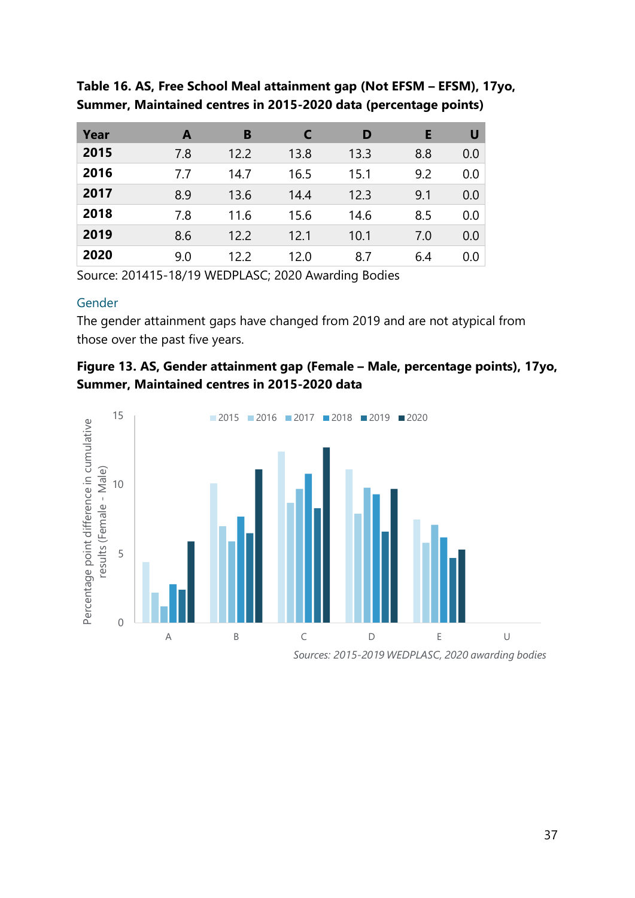**Table 16. AS, Free School Meal attainment gap (Not EFSM – EFSM), 17yo, Summer, Maintained centres in 2015-2020 data (percentage points)**

| Year | A | B | C | D | E | U |
|---|---|---|---|---|---|---|
| **2015** | 7.8 | 12.2 | 13.8 | 13.3 | 8.8 | 0.0 |
| **2016** | 7.7 | 14.7 | 16.5 | 15.1 | 9.2 | 0.0 |
| **2017** | 8.9 | 13.6 | 14.4 | 12.3 | 9.1 | 0.0 |
| **2018** | 7.8 | 11.6 | 15.6 | 14.6 | 8.5 | 0.0 |
| **2019** | 8.6 | 12.2 | 12.1 | 10.1 | 7.0 | 0.0 |
| **2020** | 9.0 | 12.2 | 12.0 | 8.7 | 6.4 | 0.0 |

Source: 201415-18/19 WEDPLASC; 2020 Awarding Bodies

### Gender

The gender attainment gaps have changed from 2019 and are not atypical from those over the past five years.

**Figure 13. AS, Gender attainment gap (Female – Male, percentage points), 17yo, Summer, Maintained centres in 2015-2020 data**

*Sources: 2015-2019 WEDPLASC, 2020 awarding bodies*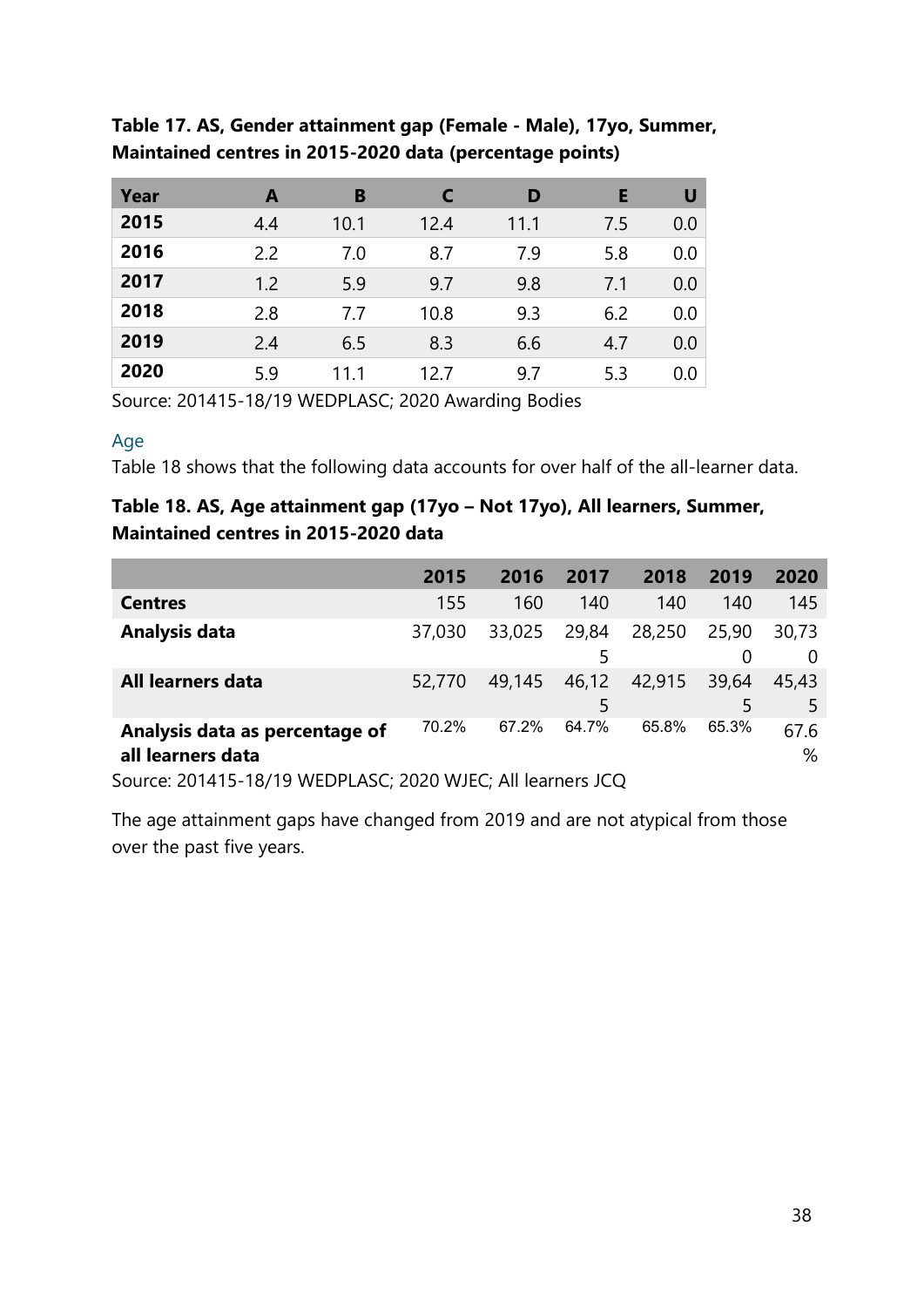**Table 17. AS, Gender attainment gap (Female - Male), 17yo, Summer, Maintained centres in 2015-2020 data (percentage points)**

| Year | A | B | C | D | E | U |
|---|---|---|---|---|---|---|
| **2015** | 4.4 | 10.1 | 12.4 | 11.1 | 7.5 | 0.0 |
| **2016** | 2.2 | 7.0 | 8.7 | 7.9 | 5.8 | 0.0 |
| **2017** | 1.2 | 5.9 | 9.7 | 9.8 | 7.1 | 0.0 |
| **2018** | 2.8 | 7.7 | 10.8 | 9.3 | 6.2 | 0.0 |
| **2019** | 2.4 | 6.5 | 8.3 | 6.6 | 4.7 | 0.0 |
| **2020** | 5.9 | 11.1 | 12.7 | 9.7 | 5.3 | 0.0 |

Source: 201415-18/19 WEDPLASC; 2020 Awarding Bodies

### Age

Table 18 shows that the following data accounts for over half of the all-learner data.

**Table 18. AS, Age attainment gap (17yo – Not 17yo), All learners, Summer, Maintained centres in 2015-2020 data**

| | 2015 | 2016 | 2017 | 2018 | 2019 | 2020 |
|---|---|---|---|---|---|---|
| **Centres** | 155 | 160 | 140 | 140 | 140 | 145 |
| **Analysis data** | 37,030 | 33,025 | 29,845 | 28,250 | 25,900 | 30,730 |
| **All learners data** | 52,770 | 49,145 | 46,125 | 42,915 | 39,645 | 45,435 |
| **Analysis data as percentage of all learners data** | 70.2% | 67.2% | 64.7% | 65.8% | 65.3% | 67.6% |

Source: 201415-18/19 WEDPLASC; 2020 WJEC; All learners JCQ

The age attainment gaps have changed from 2019 and are not atypical from those over the past five years.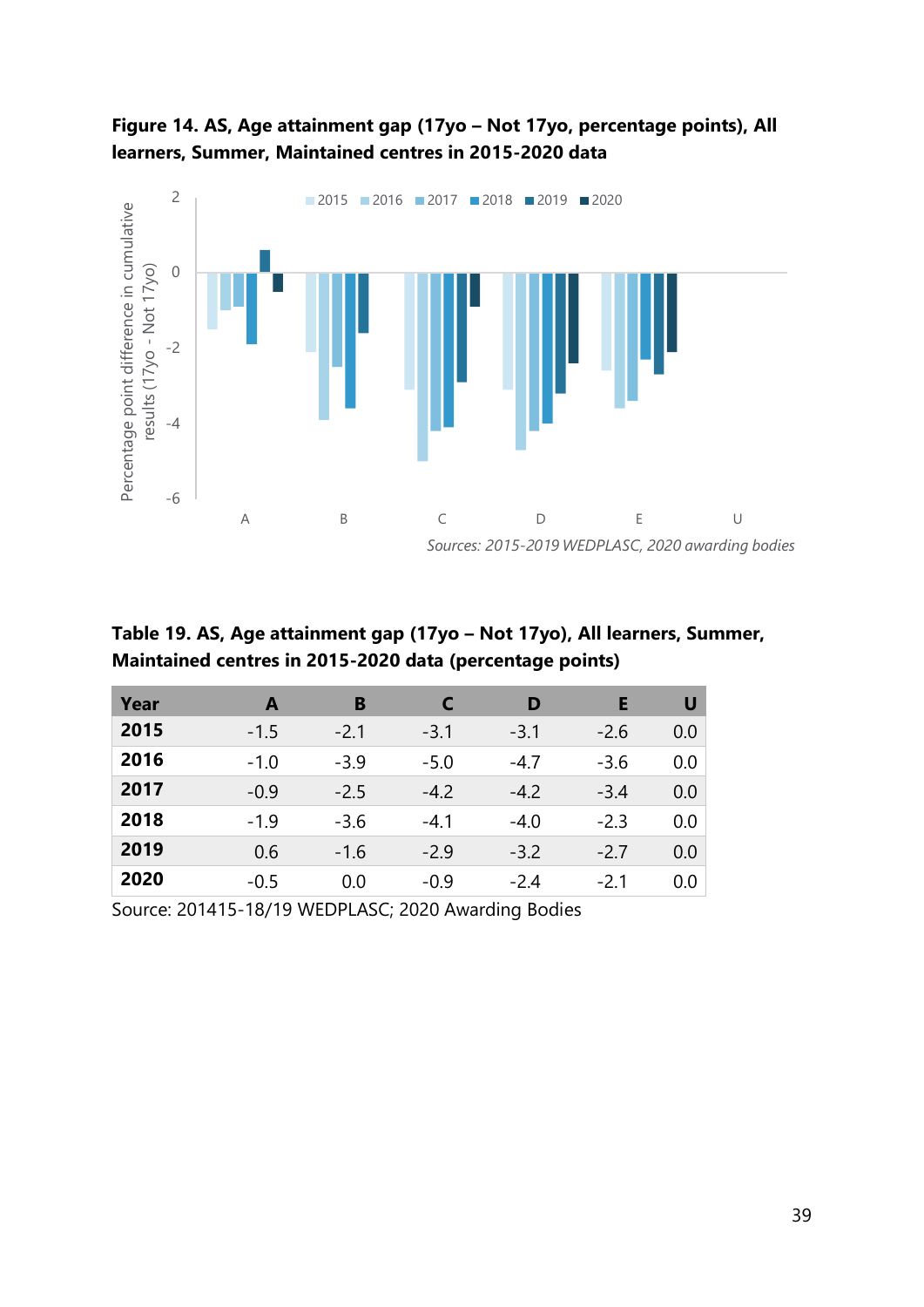**Figure 14. AS, Age attainment gap (17yo – Not 17yo, percentage points), All learners, Summer, Maintained centres in 2015-2020 data**

2015 2016 2017 2018 2019 2020

Percentage point difference in cumulative results (17yo - Not 17yo)

2
0
-2
-4
-6

A B C D E U

*Sources: 2015-2019 WEDPLASC, 2020 awarding bodies*

**Table 19. AS, Age attainment gap (17yo – Not 17yo), All learners, Summer, Maintained centres in 2015-2020 data (percentage points)**

| Year | A | B | C | D | E | U |
|---|---|---|---|---|---|---|
| **2015** | -1.5 | -2.1 | -3.1 | -3.1 | -2.6 | 0.0 |
| **2016** | -1.0 | -3.9 | -5.0 | -4.7 | -3.6 | 0.0 |
| **2017** | -0.9 | -2.5 | -4.2 | -4.2 | -3.4 | 0.0 |
| **2018** | -1.9 | -3.6 | -4.1 | -4.0 | -2.3 | 0.0 |
| **2019** | 0.6 | -1.6 | -2.9 | -3.2 | -2.7 | 0.0 |
| **2020** | -0.5 | 0.0 | -0.9 | -2.4 | -2.1 | 0.0 |

Source: 201415-18/19 WEDPLASC; 2020 Awarding Bodies